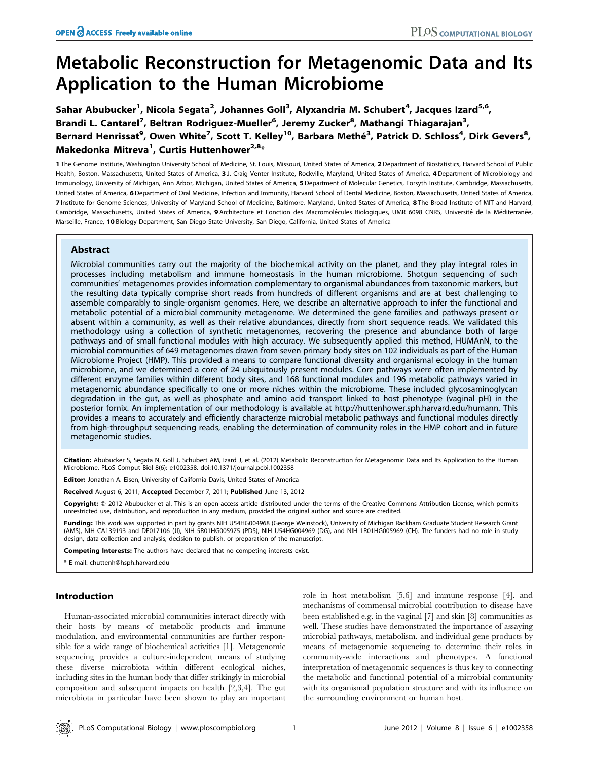# Metabolic Reconstruction for Metagenomic Data and Its Application to the Human Microbiome

**Sahar Abubucker[1], Nicola Segata[2], Johannes Goll[3], Alyxandria M. Schubert[4], Jacques Izard[5,6], Brandi L. Cantarel[7], Beltran Rodriguez-Mueller[6], Jeremy Zucker[8], Mathangi Thiagarajan[3], Bernard Henrissat[9], Owen White[7], Scott T. Kelley[10], Barbara Methé[3], Patrick D. Schloss[4], Dirk Gevers[8], Makedonka Mitreva[1], Curtis Huttenhower[2,8]***

**1** The Genome Institute, Washington University School of Medicine, St. Louis, Missouri, United States of America, **2** Department of Biostatistics, Harvard School of Public Health, Boston, Massachusetts, United States of America, **3** J. Craig Venter Institute, Rockville, Maryland, United States of America, **4** Department of Microbiology and Immunology, University of Michigan, Ann Arbor, Michigan, United States of America, **5** Department of Molecular Genetics, Forsyth Institute, Cambridge, Massachusetts, United States of America, **6** Department of Oral Medicine, Infection and Immunity, Harvard School of Dental Medicine, Boston, Massachusetts, United States of America, **7** Institute for Genome Sciences, University of Maryland School of Medicine, Baltimore, Maryland, United States of America, **8** The Broad Institute of MIT and Harvard, Cambridge, Massachusetts, United States of America, **9** Architecture et Fonction des Macromolécules Biologiques, UMR 6098 CNRS, Université de la Méditerranée, Marseille, France, **10** Biology Department, San Diego State University, San Diego, California, United States of America

## Abstract

Microbial communities carry out the majority of the biochemical activity on the planet, and they play integral roles in processes including metabolism and immune homeostasis in the human microbiome. Shotgun sequencing of such communities' metagenomes provides information complementary to organismal abundances from taxonomic markers, but the resulting data typically comprise short reads from hundreds of different organisms and are at best challenging to assemble comparably to single-organism genomes. Here, we describe an alternative approach to infer the functional and metabolic potential of a microbial community metagenome. We determined the gene families and pathways present or absent within a community, as well as their relative abundances, directly from short sequence reads. We validated this methodology using a collection of synthetic metagenomes, recovering the presence and abundance both of large pathways and of small functional modules with high accuracy. We subsequently applied this method, HUMAnN, to the microbial communities of 649 metagenomes drawn from seven primary body sites on 102 individuals as part of the Human Microbiome Project (HMP). This provided a means to compare functional diversity and organismal ecology in the human microbiome, and we determined a core of 24 ubiquitously present modules. Core pathways were often implemented by different enzyme families within different body sites, and 168 functional modules and 196 metabolic pathways varied in metagenomic abundance specifically to one or more niches within the microbiome. These included glycosaminoglycan degradation in the gut, as well as phosphate and amino acid transport linked to host phenotype (vaginal pH) in the posterior fornix. An implementation of our methodology is available at http://huttenhower.sph.harvard.edu/humann. This provides a means to accurately and efficiently characterize microbial metabolic pathways and functional modules directly from high-throughput sequencing reads, enabling the determination of community roles in the HMP cohort and in future metagenomic studies.

**Citation:** Abubucker S, Segata N, Goll J, Schubert AM, Izard J, et al. (2012) Metabolic Reconstruction for Metagenomic Data and Its Application to the Human Microbiome. PLoS Comput Biol 8(6): e1002358. doi:10.1371/journal.pcbi.1002358

**Editor:** Jonathan A. Eisen, University of California Davis, United States of America

**Received** August 6, 2011; **Accepted** December 7, 2011; **Published** June 13, 2012

**Copyright:** © 2012 Abubucker et al. This is an open-access article distributed under the terms of the Creative Commons Attribution License, which permits unrestricted use, distribution, and reproduction in any medium, provided the original author and source are credited.

**Funding:** This work was supported in part by grants NIH U54HG004968 (George Weinstock), University of Michigan Rackham Graduate Student Research Grant (AMS), NIH CA139193 and DE017106 (JI), NIH 5R01HG005975 (PDS), NIH U54HG004969 (DG), and NIH 1R01HG005969 (CH). The funders had no role in study design, data collection and analysis, decision to publish, or preparation of the manuscript.

**Competing Interests:** The authors have declared that no competing interests exist.

\* E-mail: chuttenh@hsph.harvard.edu

## Introduction

Human-associated microbial communities interact directly with their hosts by means of metabolic products and immune modulation, and environmental communities are further responsible for a wide range of biochemical activities [1]. Metagenomic sequencing provides a culture-independent means of studying these diverse microbiota within different ecological niches, including sites in the human body that differ strikingly in microbial composition and subsequent impacts on health [2,3,4]. The gut microbiota in particular have been shown to play an important role in host metabolism [5,6] and immune response [4], and mechanisms of commensal microbial contribution to disease have been established e.g. in the vaginal [7] and skin [8] communities as well. These studies have demonstrated the importance of assaying microbial pathways, metabolism, and individual gene products by means of metagenomic sequencing to determine their roles in community-wide interactions and phenotypes. A functional interpretation of metagenomic sequences is thus key to connecting the metabolic and functional potential of a microbial community with its organismal population structure and with its influence on the surrounding environment or human host.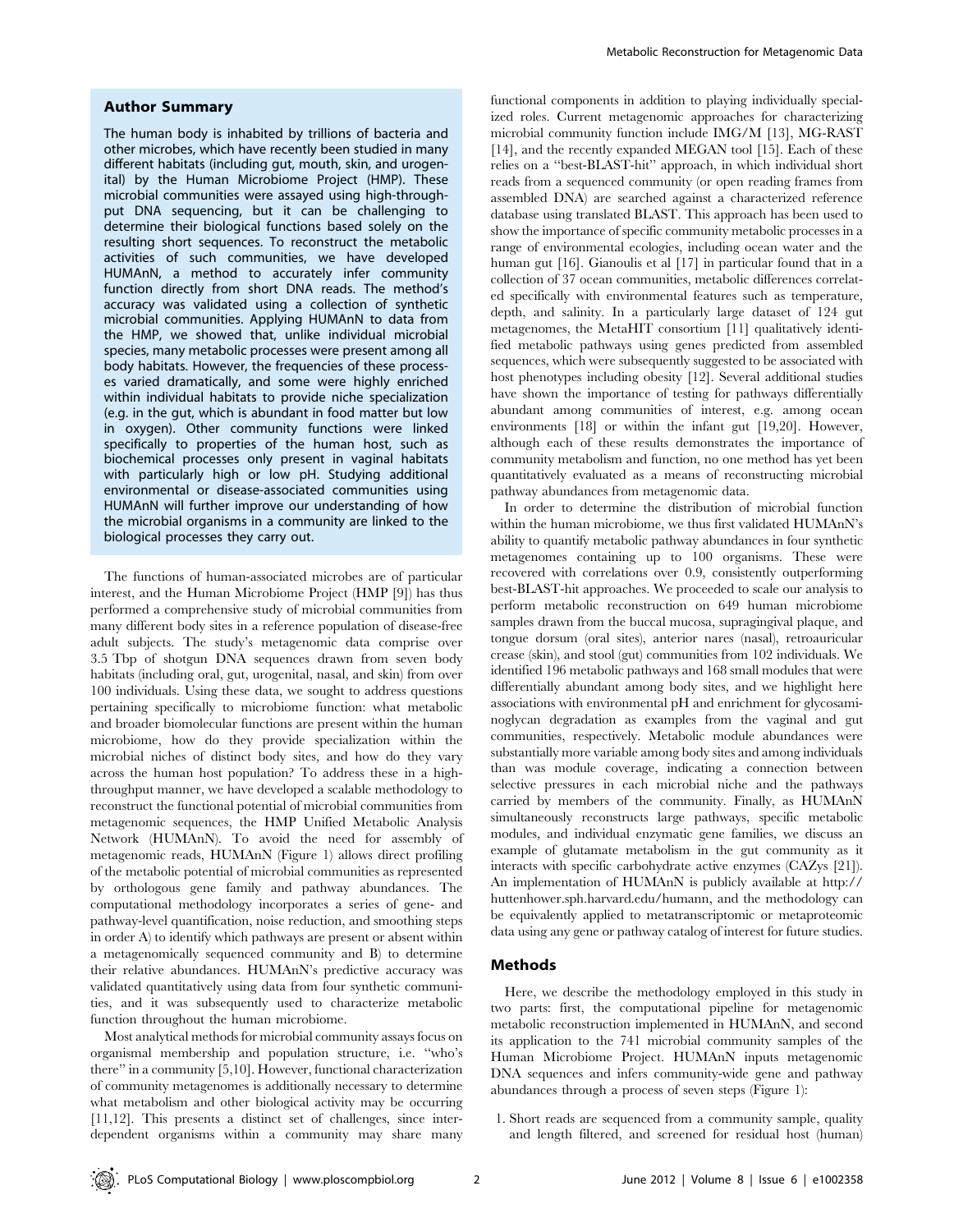## Author Summary

The human body is inhabited by trillions of bacteria and other microbes, which have recently been studied in many different habitats (including gut, mouth, skin, and urogenital) by the Human Microbiome Project (HMP). These microbial communities were assayed using high-throughput DNA sequencing, but it can be challenging to determine their biological functions based solely on the resulting short sequences. To reconstruct the metabolic activities of such communities, we have developed HUMAnN, a method to accurately infer community function directly from short DNA reads. The method's accuracy was validated using a collection of synthetic microbial communities. Applying HUMAnN to data from the HMP, we showed that, unlike individual microbial species, many metabolic processes were present among all body habitats. However, the frequencies of these processes varied dramatically, and some were highly enriched within individual habitats to provide niche specialization (e.g. in the gut, which is abundant in food matter but low in oxygen). Other community functions were linked specifically to properties of the human host, such as biochemical processes only present in vaginal habitats with particularly high or low pH. Studying additional environmental or disease-associated communities using HUMAnN will further improve our understanding of how the microbial organisms in a community are linked to the biological processes they carry out.

The functions of human-associated microbes are of particular interest, and the Human Microbiome Project (HMP [9]) has thus performed a comprehensive study of microbial communities from many different body sites in a reference population of disease-free adult subjects. The study's metagenomic data comprise over 3.5 Tbp of shotgun DNA sequences drawn from seven body habitats (including oral, gut, urogenital, nasal, and skin) from over 100 individuals. Using these data, we sought to address questions pertaining specifically to microbiome function: what metabolic and broader biomolecular functions are present within the human microbiome, how do they provide specialization within the microbial niches of distinct body sites, and how do they vary across the human host population? To address these in a high-throughput manner, we have developed a scalable methodology to reconstruct the functional potential of microbial communities from metagenomic sequences, the HMP Unified Metabolic Analysis Network (HUMAnN). To avoid the need for assembly of metagenomic reads, HUMAnN (Figure 1) allows direct profiling of the metabolic potential of microbial communities as represented by orthologous gene family and pathway abundances. The computational methodology incorporates a series of gene- and pathway-level quantification, noise reduction, and smoothing steps in order A) to identify which pathways are present or absent within a metagenomically sequenced community and B) to determine their relative abundances. HUMAnN's predictive accuracy was validated quantitatively using data from four synthetic communities, and it was subsequently used to characterize metabolic function throughout the human microbiome.

Most analytical methods for microbial community assays focus on organismal membership and population structure, i.e. "who's there" in a community [5,10]. However, functional characterization of community metagenomes is additionally necessary to determine what metabolism and other biological activity may be occurring [11,12]. This presents a distinct set of challenges, since interdependent organisms within a community may share many functional components in addition to playing individually specialized roles. Current metagenomic approaches for characterizing microbial community function include IMG/M [13], MG-RAST [14], and the recently expanded MEGAN tool [15]. Each of these relies on a "best-BLAST-hit" approach, in which individual short reads from a sequenced community (or open reading frames from assembled DNA) are searched against a characterized reference database using translated BLAST. This approach has been used to show the importance of specific community metabolic processes in a range of environmental ecologies, including ocean water and the human gut [16]. Gianoulis et al [17] in particular found that in a collection of 37 ocean communities, metabolic differences correlated specifically with environmental features such as temperature, depth, and salinity. In a particularly large dataset of 124 gut metagenomes, the MetaHIT consortium [11] qualitatively identified metabolic pathways using genes predicted from assembled sequences, which were subsequently suggested to be associated with host phenotypes including obesity [12]. Several additional studies have shown the importance of testing for pathways differentially abundant among communities of interest, e.g. among ocean environments [18] or within the infant gut [19,20]. However, although each of these results demonstrates the importance of community metabolism and function, no one method has yet been quantitatively evaluated as a means of reconstructing microbial pathway abundances from metagenomic data.

In order to determine the distribution of microbial function within the human microbiome, we thus first validated HUMAnN's ability to quantify metabolic pathway abundances in four synthetic metagenomes containing up to 100 organisms. These were recovered with correlations over 0.9, consistently outperforming best-BLAST-hit approaches. We proceeded to scale our analysis to perform metabolic reconstruction on 649 human microbiome samples drawn from the buccal mucosa, supragingival plaque, and tongue dorsum (oral sites), anterior nares (nasal), retroauricular crease (skin), and stool (gut) communities from 102 individuals. We identified 196 metabolic pathways and 168 small modules that were differentially abundant among body sites, and we highlight here associations with environmental pH and enrichment for glycosaminoglycan degradation as examples from the vaginal and gut communities, respectively. Metabolic module abundances were substantially more variable among body sites and among individuals than was module coverage, indicating a connection between selective pressures in each microbial niche and the pathways carried by members of the community. Finally, as HUMAnN simultaneously reconstructs large pathways, specific metabolic modules, and individual enzymatic gene families, we discuss an example of glutamate metabolism in the gut community as it interacts with specific carbohydrate active enzymes (CAZys [21]). An implementation of HUMAnN is publicly available at http://huttenhower.sph.harvard.edu/humann, and the methodology can be equivalently applied to metatranscriptomic or metaproteomic data using any gene or pathway catalog of interest for future studies.

## Methods

Here, we describe the methodology employed in this study in two parts: first, the computational pipeline for metagenomic metabolic reconstruction implemented in HUMAnN, and second its application to the 741 microbial community samples of the Human Microbiome Project. HUMAnN inputs metagenomic DNA sequences and infers community-wide gene and pathway abundances through a process of seven steps (Figure 1):

1. Short reads are sequenced from a community sample, quality and length filtered, and screened for residual host (human)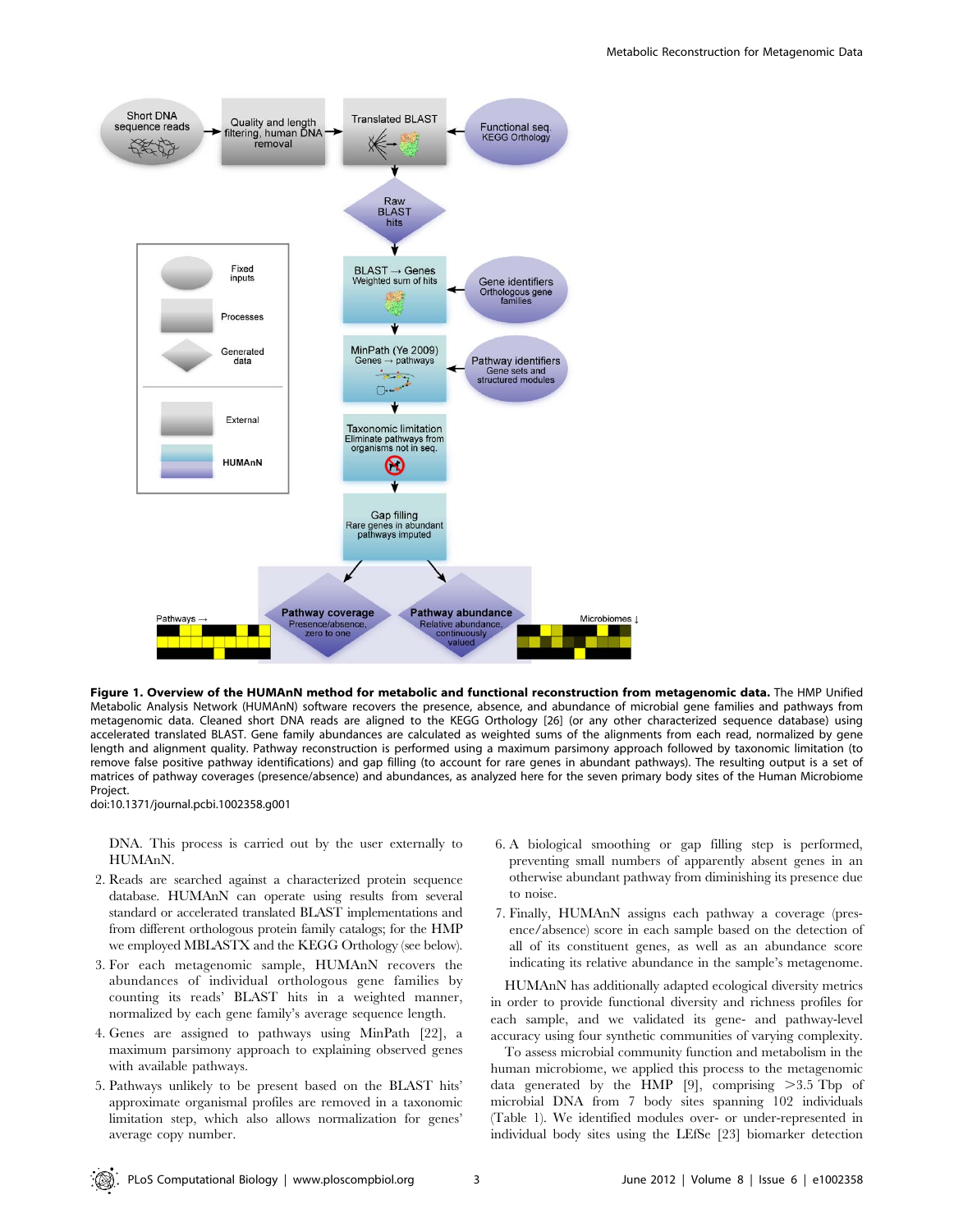Short DNA sequence reads

Quality and length filtering, human DNA removal

Translated BLAST

Functional seq. KEGG Orthology

Raw BLAST hits

BLAST → Genes
Weighted sum of hits

Gene identifiers
Orthologous gene families

MinPath (Ye 2009)
Genes → pathways

Pathway identifiers
Gene sets and structured modules

Taxonomic limitation
Eliminate pathways from organisms not in seq.

Gap filling
Rare genes in abundant pathways imputed

Pathway coverage
Presence/absence, zero to one

Pathway abundance
Relative abundance, continuously valued

Pathways →

Microbiomes ↓

Fixed inputs

Processes

Generated data

External

HUMAnN

**Figure 1. Overview of the HUMAnN method for metabolic and functional reconstruction from metagenomic data.** The HMP Unified Metabolic Analysis Network (HUMAnN) software recovers the presence, absence, and abundance of microbial gene families and pathways from metagenomic data. Cleaned short DNA reads are aligned to the KEGG Orthology [26] (or any other characterized sequence database) using accelerated translated BLAST. Gene family abundances are calculated as weighted sums of the alignments from each read, normalized by gene length and alignment quality. Pathway reconstruction is performed using a maximum parsimony approach followed by taxonomic limitation (to remove false positive pathway identifications) and gap filling (to account for rare genes in abundant pathways). The resulting output is a set of matrices of pathway coverages (presence/absence) and abundances, as analyzed here for the seven primary body sites of the Human Microbiome Project.
doi:10.1371/journal.pcbi.1002358.g001

DNA. This process is carried out by the user externally to HUMAnN.

2. Reads are searched against a characterized protein sequence database. HUMAnN can operate using results from several standard or accelerated translated BLAST implementations and from different orthologous protein family catalogs; for the HMP we employed MBLASTX and the KEGG Orthology (see below).
3. For each metagenomic sample, HUMAnN recovers the abundances of individual orthologous gene families by counting its reads' BLAST hits in a weighted manner, normalized by each gene family's average sequence length.
4. Genes are assigned to pathways using MinPath [22], a maximum parsimony approach to explaining observed genes with available pathways.
5. Pathways unlikely to be present based on the BLAST hits' approximate organismal profiles are removed in a taxonomic limitation step, which also allows normalization for genes' average copy number.
6. A biological smoothing or gap filling step is performed, preventing small numbers of apparently absent genes in an otherwise abundant pathway from diminishing its presence due to noise.
7. Finally, HUMAnN assigns each pathway a coverage (presence/absence) score in each sample based on the detection of all of its constituent genes, as well as an abundance score indicating its relative abundance in the sample's metagenome.

HUMAnN has additionally adapted ecological diversity metrics in order to provide functional diversity and richness profiles for each sample, and we validated its gene- and pathway-level accuracy using four synthetic communities of varying complexity.

To assess microbial community function and metabolism in the human microbiome, we applied this process to the metagenomic data generated by the HMP [9], comprising >3.5 Tbp of microbial DNA from 7 body sites spanning 102 individuals (Table 1). We identified modules over- or under-represented in individual body sites using the LEfSe [23] biomarker detection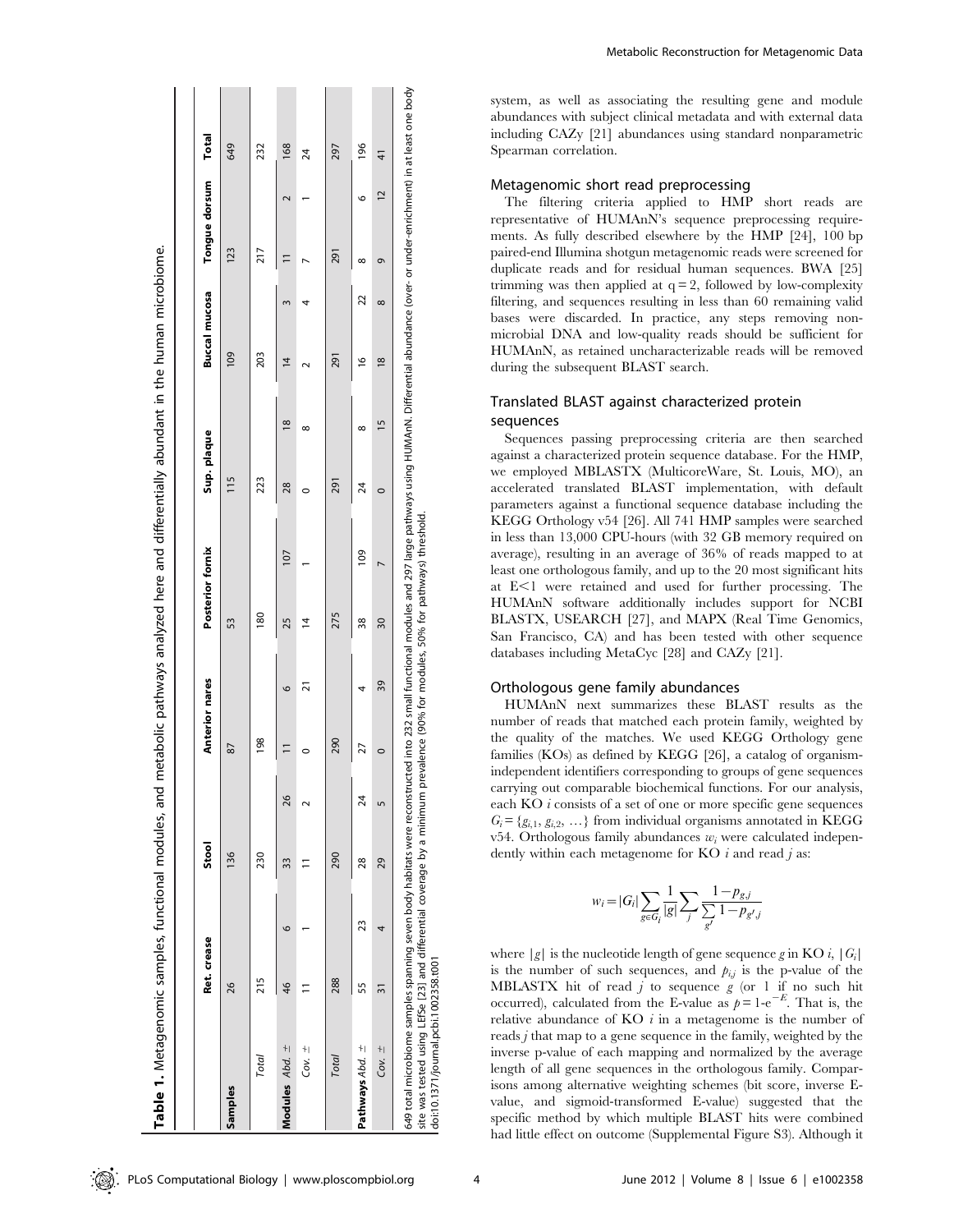**Table 1.** Metagenomic samples, functional modules, and metabolic pathways analyzed here and differentially abundant in the human microbiome.

| | | Ret. crease | | Stool | | Anterior nares | | Posterior fornix | | Sup. plaque | | Buccal mucosa | | Tongue dorsum | | Total |
|---|---|---|---|---|---|---|---|---|---|---|---|---|---|---|---|---|---|---|
| **Samples** | | 26 | | 136 | | 87 | | 53 | | 115 | | 109 | | 123 | | 649 |
| | *Total* | 215 | | 230 | | 198 | | 180 | | 223 | | 203 | | 217 | | 232 |
| **Modules** | *Abd. ±* | 46 | 6 | 33 | 26 | 11 | 6 | 25 | 107 | 28 | 18 | 14 | 3 | 11 | 2 | 168 |
| | *Cov. ±* | 11 | 1 | 11 | 2 | 0 | 21 | 14 | 1 | 0 | 8 | 2 | 4 | 7 | 1 | 24 |
| | *Total* | 288 | | 290 | | 290 | | 275 | | 291 | | 291 | | 291 | | 297 |
| **Pathways** | *Abd. ±* | 55 | 23 | 28 | 24 | 27 | 4 | 38 | 109 | 24 | 8 | 16 | 22 | 8 | 6 | 196 |
| | *Cov. ±* | 31 | 4 | 29 | 5 | 0 | 39 | 30 | 7 | 0 | 15 | 18 | 8 | 9 | 12 | 41 |

649 total microbiome samples spanning seven body habitats were reconstructed into 232 small functional modules and 297 large pathways using HUMAnN. Differential abundance (over- or under-enrichment) in at least one body site was tested using LEfSe [23] and differential coverage by a minimum prevalence (90% for modules, 50% for pathways) threshold.

doi:10.1371/journal.pcbi.1002358.t001

system, as well as associating the resulting gene and module abundances with subject clinical metadata and with external data including CAZy [21] abundances using standard nonparametric Spearman correlation.

### Metagenomic short read preprocessing

The filtering criteria applied to HMP short reads are representative of HUMAnN's sequence preprocessing requirements. As fully described elsewhere by the HMP [24], 100 bp paired-end Illumina shotgun metagenomic reads were screened for duplicate reads and for residual human sequences. BWA [25] trimming was then applied at $q = 2$, followed by low-complexity filtering, and sequences resulting in less than 60 remaining valid bases were discarded. In practice, any steps removing non-microbial DNA and low-quality reads should be sufficient for HUMAnN, as retained uncharacterizable reads will be removed during the subsequent BLAST search.

### Translated BLAST against characterized protein sequences

Sequences passing preprocessing criteria are then searched against a characterized protein sequence database. For the HMP, we employed MBLASTX (MulticoreWare, St. Louis, MO), an accelerated translated BLAST implementation, with default parameters against a functional sequence database including the KEGG Orthology v54 [26]. All 741 HMP samples were searched in less than 13,000 CPU-hours (with 32 GB memory required on average), resulting in an average of 36% of reads mapped to at least one orthologous family, and up to the 20 most significant hits at $E<1$ were retained and used for further processing. The HUMAnN software additionally includes support for NCBI BLASTX, USEARCH [27], and MAPX (Real Time Genomics, San Francisco, CA) and has been tested with other sequence databases including MetaCyc [28] and CAZy [21].

### Orthologous gene family abundances

HUMAnN next summarizes these BLAST results as the number of reads that matched each protein family, weighted by the quality of the matches. We used KEGG Orthology gene families (KOs) as defined by KEGG [26], a catalog of organism-independent identifiers corresponding to groups of gene sequences carrying out comparable biochemical functions. For our analysis, each KO $i$ consists of a set of one or more specific gene sequences $G_i = \{g_{i,1}, g_{i,2}, \ldots\}$ from individual organisms annotated in KEGG v54. Orthologous family abundances $w_i$ were calculated independently within each metagenome for KO $i$ and read $j$ as:

$$w_i = |G_i| \sum_{g \in G_i} \frac{1}{|g|} \sum_j \frac{1 - p_{g,j}}{\sum_{g'} 1 - p_{g',j}}$$

where $|g|$ is the nucleotide length of gene sequence $g$ in KO $i$, $|G_i|$ is the number of such sequences, and $p_{i,j}$ is the p-value of the MBLASTX hit of read $j$ to sequence $g$ (or 1 if no such hit occurred), calculated from the E-value as $p = 1\text{-}e^{-E}$. That is, the relative abundance of KO $i$ in a metagenome is the number of reads $j$ that map to a gene sequence in the family, weighted by the inverse p-value of each mapping and normalized by the average length of all gene sequences in the orthologous family. Comparisons among alternative weighting schemes (bit score, inverse E-value, and sigmoid-transformed E-value) suggested that the specific method by which multiple BLAST hits were combined had little effect on outcome (Supplemental Figure S3). Although it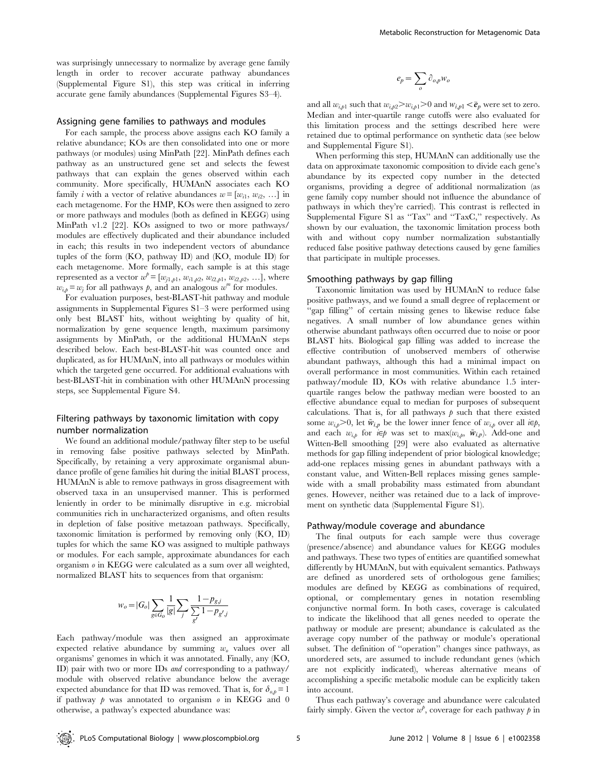was surprisingly unnecessary to normalize by average gene family length in order to recover accurate pathway abundances (Supplemental Figure S1), this step was critical in inferring accurate gene family abundances (Supplemental Figures S3–4).

## Assigning gene families to pathways and modules

For each sample, the process above assigns each KO family a relative abundance; KOs are then consolidated into one or more pathways (or modules) using MinPath [22]. MinPath defines each pathway as an unstructured gene set and selects the fewest pathways that can explain the genes observed within each community. More specifically, HUMAnN associates each KO family $i$ with a vector of relative abundances $w = [w_{i1}, w_{i2}, \ldots]$ in each metagenome. For the HMP, KOs were then assigned to zero or more pathways and modules (both as defined in KEGG) using MinPath v1.2 [22]. KOs assigned to two or more pathways/modules are effectively duplicated and their abundance included in each; this results in two independent vectors of abundance tuples of the form (KO, pathway ID) and (KO, module ID) for each metagenome. More formally, each sample is at this stage represented as a vector $w^p = [w_{j1,p1}, w_{i1,p2}, w_{i2,p1}, w_{i2,p2}, \ldots]$, where $w_{i,p} = w_j$ for all pathways $p$, and an analogous $w^m$ for modules.

For evaluation purposes, best-BLAST-hit pathway and module assignments in Supplemental Figures S1–3 were performed using only best BLAST hits, without weighting by quality of hit, normalization by gene sequence length, maximum parsimony assignments by MinPath, or the additional HUMAnN steps described below. Each best-BLAST-hit was counted once and duplicated, as for HUMAnN, into all pathways or modules within which the targeted gene occurred. For additional evaluations with best-BLAST-hit in combination with other HUMAnN processing steps, see Supplemental Figure S4.

## Filtering pathways by taxonomic limitation with copy number normalization

We found an additional module/pathway filter step to be useful in removing false positive pathways selected by MinPath. Specifically, by retaining a very approximate organismal abundance profile of gene families hit during the initial BLAST process, HUMAnN is able to remove pathways in gross disagreement with observed taxa in an unsupervised manner. This is performed leniently in order to be minimally disruptive in e.g. microbial communities rich in uncharacterized organisms, and often results in depletion of false positive metazoan pathways. Specifically, taxonomic limitation is performed by removing only (KO, ID) tuples for which the same KO was assigned to multiple pathways or modules. For each sample, approximate abundances for each organism $o$ in KEGG were calculated as a sum over all weighted, normalized BLAST hits to sequences from that organism:

$$w_o = |G_o| \sum_{g \in G_o} \frac{1}{|g|} \sum_j \frac{1 - p_{g,j}}{\sum_{g'} 1 - p_{g',j}}$$

Each pathway/module was then assigned an approximate expected relative abundance by summing $w_o$ values over all organisms' genomes in which it was annotated. Finally, any (KO, ID) pair with two or more IDs *and* corresponding to a pathway/module with observed relative abundance below the average expected abundance for that ID was removed. That is, for $\delta_{o,p} = 1$ if pathway $p$ was annotated to organism $o$ in KEGG and 0 otherwise, a pathway's expected abundance was:

$$e_p = \sum_o \partial_{o,p} w_o$$

and all $w_{i,p1}$ such that $w_{i,p2} > w_{i,p1} > 0$ and $w_{i,p1} < \bar{e}_p$ were set to zero. Median and inter-quartile range cutoffs were also evaluated for this limitation process and the settings described here were retained due to optimal performance on synthetic data (see below and Supplemental Figure S1).

When performing this step, HUMAnN can additionally use the data on approximate taxonomic composition to divide each gene's abundance by its expected copy number in the detected organisms, providing a degree of additional normalization (as gene family copy number should not influence the abundance of pathways in which they're carried). This contrast is reflected in Supplemental Figure S1 as "Tax" and "TaxC," respectively. As shown by our evaluation, the taxonomic limitation process both with and without copy number normalization substantially reduced false positive pathway detections caused by gene families that participate in multiple processes.

## Smoothing pathways by gap filling

Taxonomic limitation was used by HUMAnN to reduce false positive pathways, and we found a small degree of replacement or "gap filling" of certain missing genes to likewise reduce false negatives. A small number of low abundance genes within otherwise abundant pathways often occurred due to noise or poor BLAST hits. Biological gap filling was added to increase the effective contribution of unobserved members of otherwise abundant pathways, although this had a minimal impact on overall performance in most communities. Within each retained pathway/module ID, KOs with relative abundance 1.5 inter-quartile ranges below the pathway median were boosted to an effective abundance equal to median for purposes of subsequent calculations. That is, for all pathways $p$ such that there existed some $w_{i,p} > 0$, let $\tilde{w}_{i,p}$ be the lower inner fence of $w_{i,p}$ over all $i \in p$, and each $w_{i,p}$ for $i \in p$ was set to $\max(w_{i,p}, \tilde{w}_{i,p})$. Add-one and Witten-Bell smoothing [29] were also evaluated as alternative methods for gap filling independent of prior biological knowledge; add-one replaces missing genes in abundant pathways with a constant value, and Witten-Bell replaces missing genes sample-wide with a small probability mass estimated from abundant genes. However, neither was retained due to a lack of improvement on synthetic data (Supplemental Figure S1).

## Pathway/module coverage and abundance

The final outputs for each sample were thus coverage (presence/absence) and abundance values for KEGG modules and pathways. These two types of entities are quantified somewhat differently by HUMAnN, but with equivalent semantics. Pathways are defined as unordered sets of orthologous gene families; modules are defined by KEGG as combinations of required, optional, or complementary genes in notation resembling conjunctive normal form. In both cases, coverage is calculated to indicate the likelihood that all genes needed to operate the pathway or module are present; abundance is calculated as the average copy number of the pathway or module's operational subset. The definition of "operation" changes since pathways, as unordered sets, are assumed to include redundant genes (which are not explicitly indicated), whereas alternative means of accomplishing a specific metabolic module can be explicitly taken into account.

Thus each pathway's coverage and abundance were calculated fairly simply. Given the vector $w^p$, coverage for each pathway $p$ in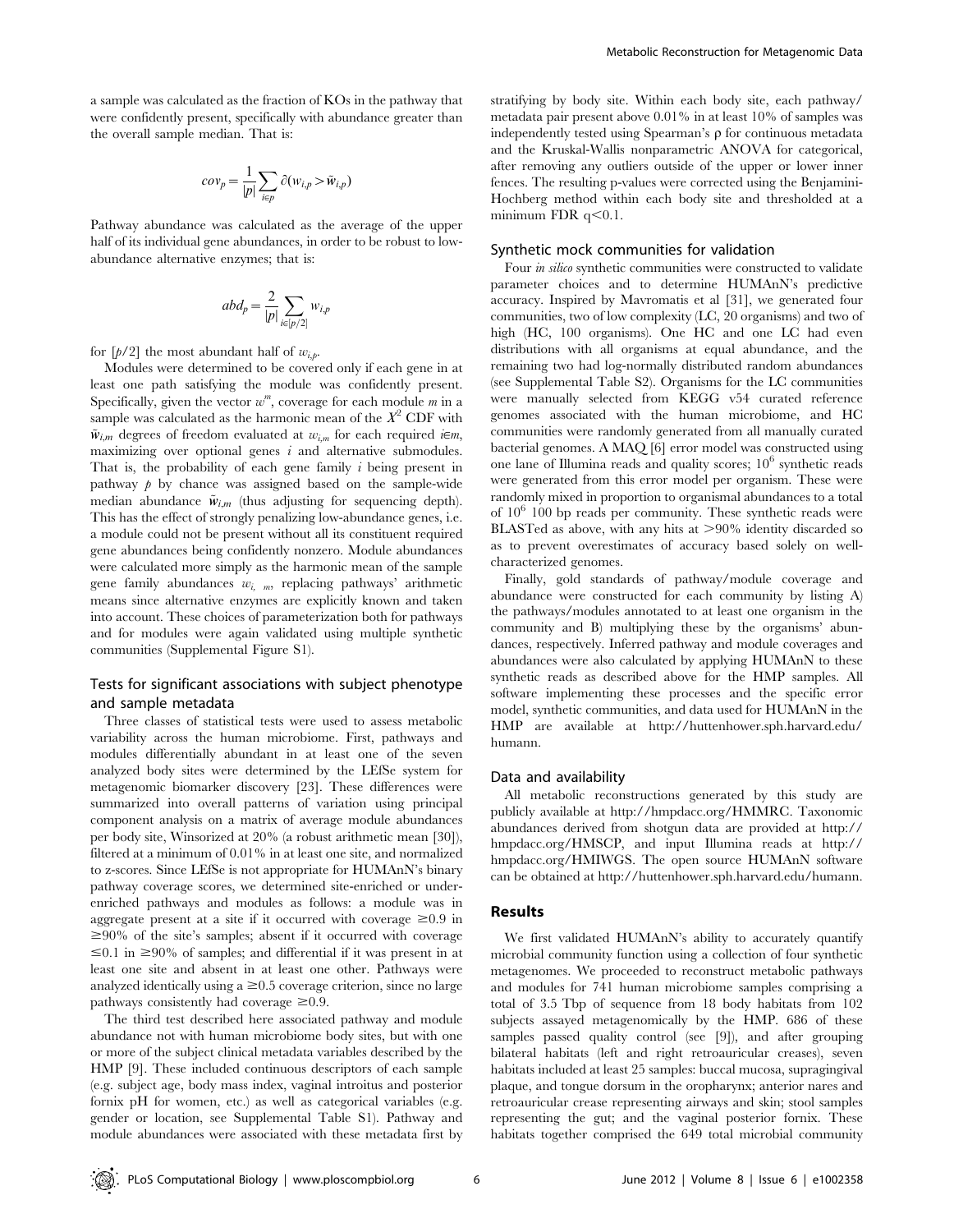a sample was calculated as the fraction of KOs in the pathway that were confidently present, specifically with abundance greater than the overall sample median. That is:

$$cov_p = \frac{1}{|p|} \sum_{i \in p} \partial(w_{i,p} > \tilde{w}_{i,p})$$

Pathway abundance was calculated as the average of the upper half of its individual gene abundances, in order to be robust to low-abundance alternative enzymes; that is:

$$abd_p = \frac{2}{|p|} \sum_{i \in [p/2]} w_{i,p}$$

for $[p/2]$ the most abundant half of $w_{i,p}$.

Modules were determined to be covered only if each gene in at least one path satisfying the module was confidently present. Specifically, given the vector $w^m$, coverage for each module $m$ in a sample was calculated as the harmonic mean of the $X^2$ CDF with $\tilde{w}_{i,m}$ degrees of freedom evaluated at $w_{i,m}$ for each required $i \in m$, maximizing over optional genes $i$ and alternative submodules. That is, the probability of each gene family $i$ being present in pathway $p$ by chance was assigned based on the sample-wide median abundance $\tilde{w}_{i,m}$ (thus adjusting for sequencing depth). This has the effect of strongly penalizing low-abundance genes, i.e. a module could not be present without all its constituent required gene abundances being confidently nonzero. Module abundances were calculated more simply as the harmonic mean of the sample gene family abundances $w_{i,m}$, replacing pathways' arithmetic means since alternative enzymes are explicitly known and taken into account. These choices of parameterization both for pathways and for modules were again validated using multiple synthetic communities (Supplemental Figure S1).

### Tests for significant associations with subject phenotype and sample metadata

Three classes of statistical tests were used to assess metabolic variability across the human microbiome. First, pathways and modules differentially abundant in at least one of the seven analyzed body sites were determined by the LEfSe system for metagenomic biomarker discovery [23]. These differences were summarized into overall patterns of variation using principal component analysis on a matrix of average module abundances per body site, Winsorized at 20% (a robust arithmetic mean [30]), filtered at a minimum of 0.01% in at least one site, and normalized to z-scores. Since LEfSe is not appropriate for HUMAnN's binary pathway coverage scores, we determined site-enriched or under-enriched pathways and modules as follows: a module was in aggregate present at a site if it occurred with coverage $\geq 0.9$ in $\geq 90\%$ of the site's samples; absent if it occurred with coverage $\leq 0.1$ in $\geq 90\%$ of samples; and differential if it was present in at least one site and absent in at least one other. Pathways were analyzed identically using a $\geq 0.5$ coverage criterion, since no large pathways consistently had coverage $\geq 0.9$.

The third test described here associated pathway and module abundance not with human microbiome body sites, but with one or more of the subject clinical metadata variables described by the HMP [9]. These included continuous descriptors of each sample (e.g. subject age, body mass index, vaginal introitus and posterior fornix pH for women, etc.) as well as categorical variables (e.g. gender or location, see Supplemental Table S1). Pathway and module abundances were associated with these metadata first by stratifying by body site. Within each body site, each pathway/metadata pair present above 0.01% in at least 10% of samples was independently tested using Spearman's $\rho$ for continuous metadata and the Kruskal-Wallis nonparametric ANOVA for categorical, after removing any outliers outside of the upper or lower inner fences. The resulting p-values were corrected using the Benjamini-Hochberg method within each body site and thresholded at a minimum FDR $q<0.1$.

### Synthetic mock communities for validation

Four *in silico* synthetic communities were constructed to validate parameter choices and to determine HUMAnN's predictive accuracy. Inspired by Mavromatis et al [31], we generated four communities, two of low complexity (LC, 20 organisms) and two of high (HC, 100 organisms). One HC and one LC had even distributions with all organisms at equal abundance, and the remaining two had log-normally distributed random abundances (see Supplemental Table S2). Organisms for the LC communities were manually selected from KEGG v54 curated reference genomes associated with the human microbiome, and HC communities were randomly generated from all manually curated bacterial genomes. A MAQ [6] error model was constructed using one lane of Illumina reads and quality scores; $10^6$ synthetic reads were generated from this error model per organism. These were randomly mixed in proportion to organismal abundances to a total of $10^6$ 100 bp reads per community. These synthetic reads were BLASTed as above, with any hits at $>90\%$ identity discarded so as to prevent overestimates of accuracy based solely on well-characterized genomes.

Finally, gold standards of pathway/module coverage and abundance were constructed for each community by listing A) the pathways/modules annotated to at least one organism in the community and B) multiplying these by the organisms' abundances, respectively. Inferred pathway and module coverages and abundances were also calculated by applying HUMAnN to these synthetic reads as described above for the HMP samples. All software implementing these processes and the specific error model, synthetic communities, and data used for HUMAnN in the HMP are available at http://huttenhower.sph.harvard.edu/humann.

### Data and availability

All metabolic reconstructions generated by this study are publicly available at http://hmpdacc.org/HMMRC. Taxonomic abundances derived from shotgun data are provided at http://hmpdacc.org/HMSCP, and input Illumina reads at http://hmpdacc.org/HMIWGS. The open source HUMAnN software can be obtained at http://huttenhower.sph.harvard.edu/humann.

## Results

We first validated HUMAnN's ability to accurately quantify microbial community function using a collection of four synthetic metagenomes. We proceeded to reconstruct metabolic pathways and modules for 741 human microbiome samples comprising a total of 3.5 Tbp of sequence from 18 body habitats from 102 subjects assayed metagenomically by the HMP. 686 of these samples passed quality control (see [9]), and after grouping bilateral habitats (left and right retroauricular creases), seven habitats included at least 25 samples: buccal mucosa, supragingival plaque, and tongue dorsum in the oropharynx; anterior nares and retroauricular crease representing airways and skin; stool samples representing the gut; and the vaginal posterior fornix. These habitats together comprised the 649 total microbial community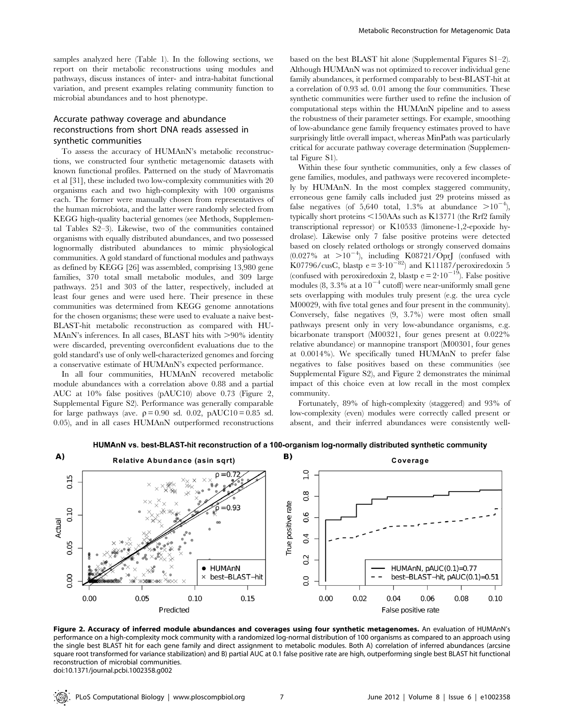samples analyzed here (Table 1). In the following sections, we report on their metabolic reconstructions using modules and pathways, discuss instances of inter- and intra-habitat functional variation, and present examples relating community function to microbial abundances and to host phenotype.

## Accurate pathway coverage and abundance reconstructions from short DNA reads assessed in synthetic communities

To assess the accuracy of HUMAnN's metabolic reconstructions, we constructed four synthetic metagenomic datasets with known functional profiles. Patterned on the study of Mavromatis et al [31], these included two low-complexity communities with 20 organisms each and two high-complexity with 100 organisms each. The former were manually chosen from representatives of the human microbiota, and the latter were randomly selected from KEGG high-quality bacterial genomes (see Methods, Supplemental Tables S2–3). Likewise, two of the communities contained organisms with equally distributed abundances, and two possessed lognormally distributed abundances to mimic physiological communities. A gold standard of functional modules and pathways as defined by KEGG [26] was assembled, comprising 13,980 gene families, 370 total small metabolic modules, and 309 large pathways. 251 and 303 of the latter, respectively, included at least four genes and were used here. Their presence in these communities was determined from KEGG genome annotations for the chosen organisms; these were used to evaluate a naive best-BLAST-hit metabolic reconstruction as compared with HUMAnN's inferences. In all cases, BLAST hits with >90% identity were discarded, preventing overconfident evaluations due to the gold standard's use of only well-characterized genomes and forcing a conservative estimate of HUMAnN's expected performance.

In all four communities, HUMAnN recovered metabolic module abundances with a correlation above 0.88 and a partial AUC at 10% false positives (pAUC10) above 0.73 (Figure 2, Supplemental Figure S2). Performance was generally comparable for large pathways (ave. $\rho = 0.90$ sd. 0.02, pAUC10 = 0.85 sd. 0.05), and in all cases HUMAnN outperformed reconstructions based on the best BLAST hit alone (Supplemental Figures S1–2). Although HUMAnN was not optimized to recover individual gene family abundances, it performed comparably to best-BLAST-hit at a correlation of 0.93 sd. 0.01 among the four communities. These synthetic communities were further used to refine the inclusion of computational steps within the HUMAnN pipeline and to assess the robustness of their parameter settings. For example, smoothing of low-abundance gene family frequency estimates proved to have surprisingly little overall impact, whereas MinPath was particularly critical for accurate pathway coverage determination (Supplemental Figure S1).

Within these four synthetic communities, only a few classes of gene families, modules, and pathways were recovered incompletely by HUMAnN. In the most complex staggered community, erroneous gene family calls included just 29 proteins missed as false negatives (of 5,640 total, 1.3% at abundance $>10^{-4}$), typically short proteins <150AAs such as K13771 (the Rrf2 family transcriptional repressor) or K10533 (limonene-1,2-epoxide hydrolase). Likewise only 7 false positive proteins were detected based on closely related orthologs or strongly conserved domains (0.027% at $>10^{-4}$), including K08721/OprJ (confused with K07796/cusC, blastp $e = 3 \cdot 10^{-82}$) and K11187/peroxiredoxin 5 (confused with peroxiredoxin 2, blastp $e = 2 \cdot 10^{-19}$). False positive modules (8, 3.3% at a $10^{-4}$ cutoff) were near-uniformly small gene sets overlapping with modules truly present (e.g. the urea cycle M00029, with five total genes and four present in the community). Conversely, false negatives (9, 3.7%) were most often small pathways present only in very low-abundance organisms, e.g. bicarbonate transport (M00321, four genes present at 0.022% relative abundance) or mannopine transport (M00301, four genes at 0.0014%). We specifically tuned HUMAnN to prefer false negatives to false positives based on these communities (see Supplemental Figure S2), and Figure 2 demonstrates the minimal impact of this choice even at low recall in the most complex community.

Fortunately, 89% of high-complexity (staggered) and 93% of low-complexity (even) modules were correctly called present or absent, and their inferred abundances were consistently well-

HUMAnN vs. best-BLAST-hit reconstruction of a 100-organism log-normally distributed synthetic community

A) Relative Abundance (asin sqrt)
ρ = 0.72
ρ = 0.93
Actual
Predicted
0.00 0.05 0.10 0.15
HUMAnN
best-BLAST-hit

B) Coverage
True positive rate
False positive rate
0.0 0.2 0.4 0.6 0.8 1.0
0.00 0.02 0.04 0.06 0.08 0.10
HUMAnN, pAUC(0.1)=0.77
best-BLAST-hit, pAUC(0.1)=0.51

**Figure 2. Accuracy of inferred module abundances and coverages using four synthetic metagenomes.** An evaluation of HUMAnN's performance on a high-complexity mock community with a randomized log-normal distribution of 100 organisms as compared to an approach using the single best BLAST hit for each gene family and direct assignment to metabolic modules. Both A) correlation of inferred abundances (arcsine square root transformed for variance stabilization) and B) partial AUC at 0.1 false positive rate are high, outperforming single best BLAST hit functional reconstruction of microbial communities.
doi:10.1371/journal.pcbi.1002358.g002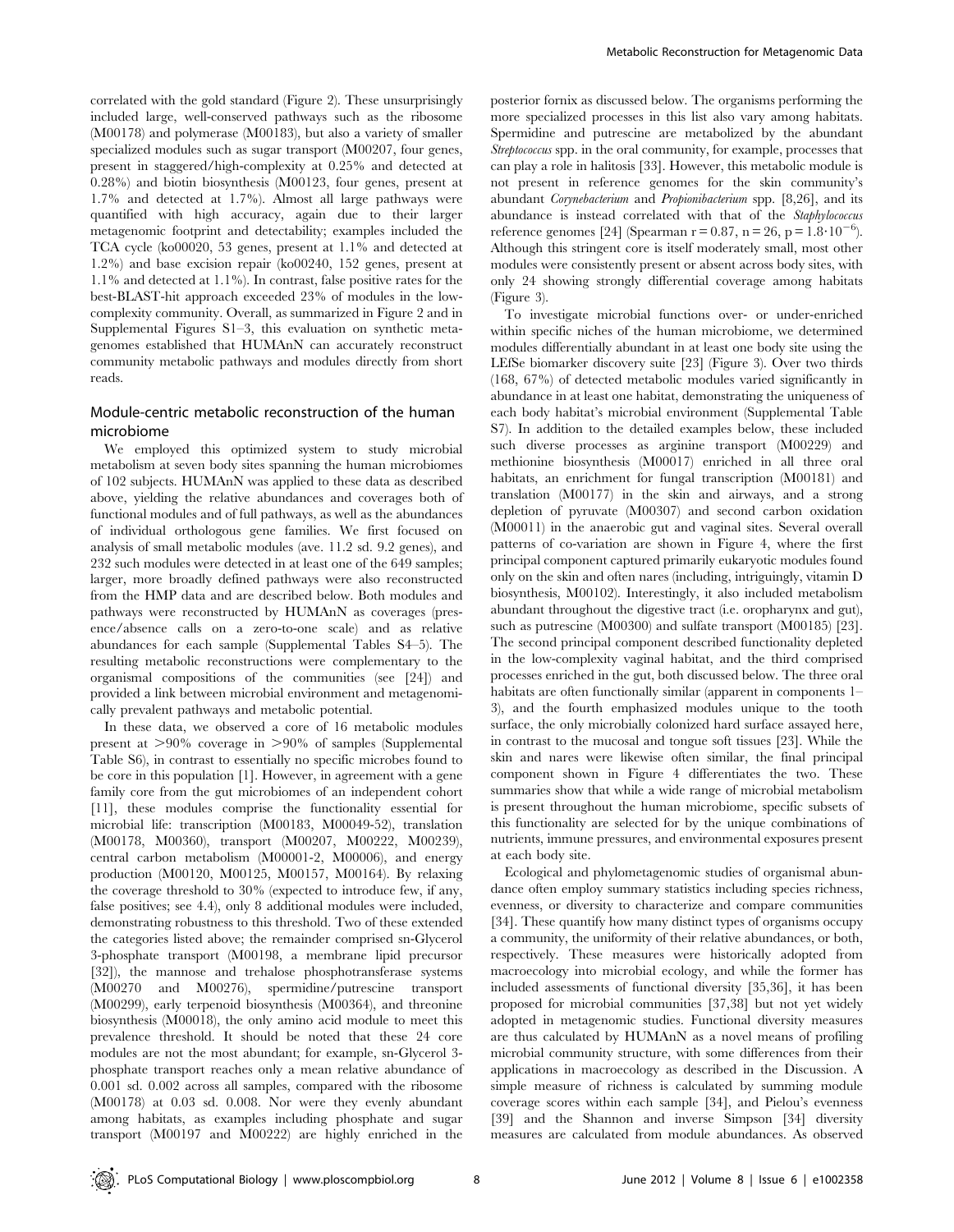correlated with the gold standard (Figure 2). These unsurprisingly included large, well-conserved pathways such as the ribosome (M00178) and polymerase (M00183), but also a variety of smaller specialized modules such as sugar transport (M00207, four genes, present in staggered/high-complexity at 0.25% and detected at 0.28%) and biotin biosynthesis (M00123, four genes, present at 1.7% and detected at 1.7%). Almost all large pathways were quantified with high accuracy, again due to their larger metagenomic footprint and detectability; examples included the TCA cycle (ko00020, 53 genes, present at 1.1% and detected at 1.2%) and base excision repair (ko00240, 152 genes, present at 1.1% and detected at 1.1%). In contrast, false positive rates for the best-BLAST-hit approach exceeded 23% of modules in the low-complexity community. Overall, as summarized in Figure 2 and in Supplemental Figures S1–3, this evaluation on synthetic metagenomes established that HUMAnN can accurately reconstruct community metabolic pathways and modules directly from short reads.

## Module-centric metabolic reconstruction of the human microbiome

We employed this optimized system to study microbial metabolism at seven body sites spanning the human microbiomes of 102 subjects. HUMAnN was applied to these data as described above, yielding the relative abundances and coverages both of functional modules and of full pathways, as well as the abundances of individual orthologous gene families. We first focused on analysis of small metabolic modules (ave. 11.2 sd. 9.2 genes), and 232 such modules were detected in at least one of the 649 samples; larger, more broadly defined pathways were also reconstructed from the HMP data and are described below. Both modules and pathways were reconstructed by HUMAnN as coverages (presence/absence calls on a zero-to-one scale) and as relative abundances for each sample (Supplemental Tables S4–5). The resulting metabolic reconstructions were complementary to the organismal compositions of the communities (see [24]) and provided a link between microbial environment and metagenomically prevalent pathways and metabolic potential.

In these data, we observed a core of 16 metabolic modules present at >90% coverage in >90% of samples (Supplemental Table S6), in contrast to essentially no specific microbes found to be core in this population [1]. However, in agreement with a gene family core from the gut microbiomes of an independent cohort [11], these modules comprise the functionality essential for microbial life: transcription (M00183, M00049-52), translation (M00178, M00360), transport (M00207, M00222, M00239), central carbon metabolism (M00001-2, M00006), and energy production (M00120, M00125, M00157, M00164). By relaxing the coverage threshold to 30% (expected to introduce few, if any, false positives; see 4.4), only 8 additional modules were included, demonstrating robustness to this threshold. Two of these extended the categories listed above; the remainder comprised sn-Glycerol 3-phosphate transport (M00198, a membrane lipid precursor [32]), the mannose and trehalose phosphotransferase systems (M00270 and M00276), spermidine/putrescine transport (M00299), early terpenoid biosynthesis (M00364), and threonine biosynthesis (M00018), the only amino acid module to meet this prevalence threshold. It should be noted that these 24 core modules are not the most abundant; for example, sn-Glycerol 3-phosphate transport reaches only a mean relative abundance of 0.001 sd. 0.002 across all samples, compared with the ribosome (M00178) at 0.03 sd. 0.008. Nor were they evenly abundant among habitats, as examples including phosphate and sugar transport (M00197 and M00222) are highly enriched in the posterior fornix as discussed below. The organisms performing the more specialized processes in this list also vary among habitats. Spermidine and putrescine are metabolized by the abundant *Streptococcus* spp. in the oral community, for example, processes that can play a role in halitosis [33]. However, this metabolic module is not present in reference genomes for the skin community's abundant *Corynebacterium* and *Propionibacterium* spp. [8,26], and its abundance is instead correlated with that of the *Staphylococcus* reference genomes [24] (Spearman $r = 0.87$, $n = 26$, $p = 1.8 \cdot 10^{-6}$). Although this stringent core is itself moderately small, most other modules were consistently present or absent across body sites, with only 24 showing strongly differential coverage among habitats (Figure 3).

To investigate microbial functions over- or under-enriched within specific niches of the human microbiome, we determined modules differentially abundant in at least one body site using the LEfSe biomarker discovery suite [23] (Figure 3). Over two thirds (168, 67%) of detected metabolic modules varied significantly in abundance in at least one habitat, demonstrating the uniqueness of each body habitat's microbial environment (Supplemental Table S7). In addition to the detailed examples below, these included such diverse processes as arginine transport (M00229) and methionine biosynthesis (M00017) enriched in all three oral habitats, an enrichment for fungal transcription (M00181) and translation (M00177) in the skin and airways, and a strong depletion of pyruvate (M00307) and second carbon oxidation (M00011) in the anaerobic gut and vaginal sites. Several overall patterns of co-variation are shown in Figure 4, where the first principal component captured primarily eukaryotic modules found only on the skin and often nares (including, intriguingly, vitamin D biosynthesis, M00102). Interestingly, it also included metabolism abundant throughout the digestive tract (i.e. oropharynx and gut), such as putrescine (M00300) and sulfate transport (M00185) [23]. The second principal component described functionality depleted in the low-complexity vaginal habitat, and the third comprised processes enriched in the gut, both discussed below. The three oral habitats are often functionally similar (apparent in components 1–3), and the fourth emphasized modules unique to the tooth surface, the only microbially colonized hard surface assayed here, in contrast to the mucosal and tongue soft tissues [23]. While the skin and nares were likewise often similar, the final principal component shown in Figure 4 differentiates the two. These summaries show that while a wide range of microbial metabolism is present throughout the human microbiome, specific subsets of this functionality are selected for by the unique combinations of nutrients, immune pressures, and environmental exposures present at each body site.

Ecological and phylometagenomic studies of organismal abundance often employ summary statistics including species richness, evenness, or diversity to characterize and compare communities [34]. These quantify how many distinct types of organisms occupy a community, the uniformity of their relative abundances, or both, respectively. These measures were historically adopted from macroecology into microbial ecology, and while the former has included assessments of functional diversity [35,36], it has been proposed for microbial communities [37,38] but not yet widely adopted in metagenomic studies. Functional diversity measures are thus calculated by HUMAnN as a novel means of profiling microbial community structure, with some differences from their applications in macroecology as described in the Discussion. A simple measure of richness is calculated by summing module coverage scores within each sample [34], and Pielou's evenness [39] and the Shannon and inverse Simpson [34] diversity measures are calculated from module abundances. As observed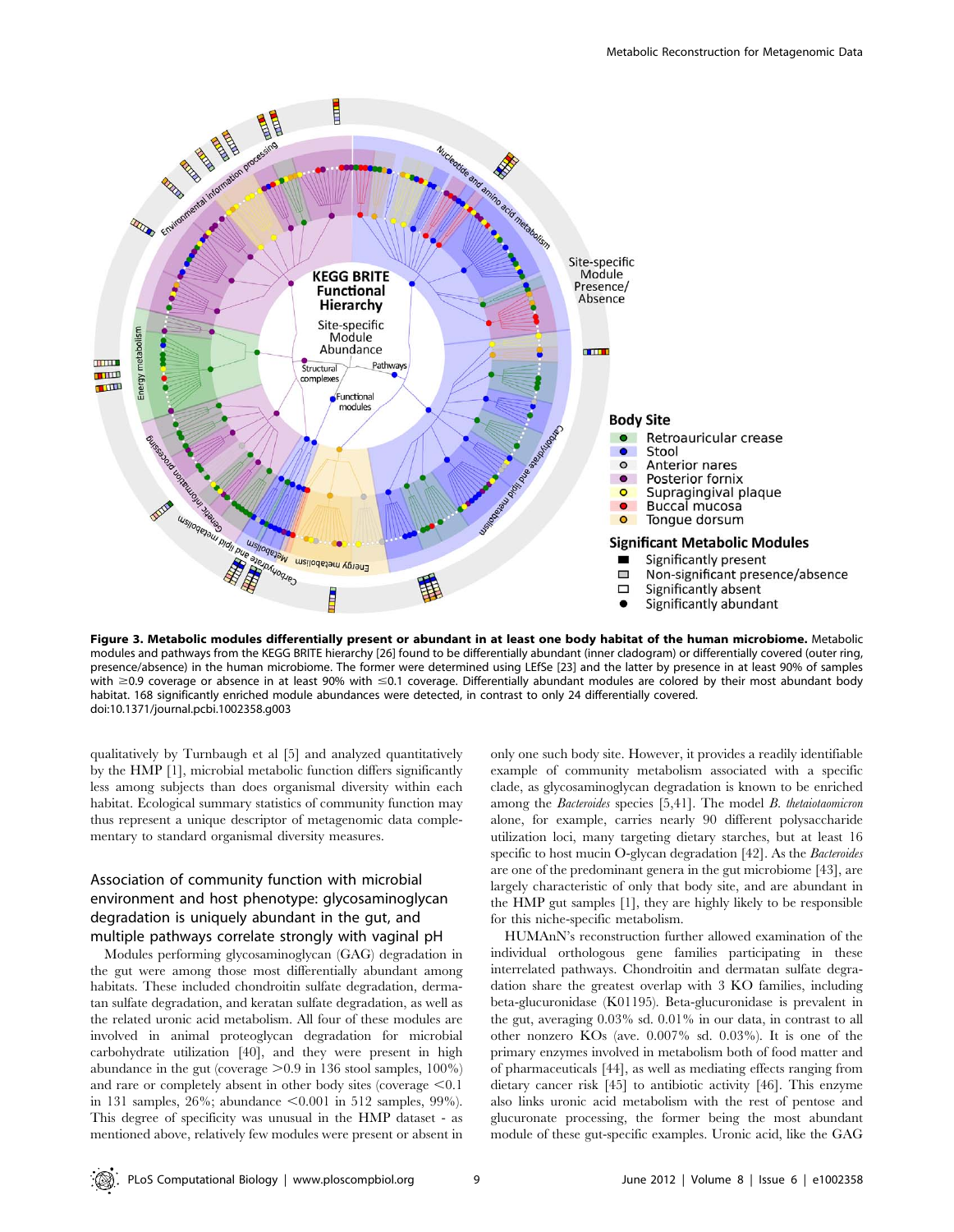KEGG BRITE
Functional
Hierarchy

Site-specific
Module
Abundance

Structural
complexes

Pathways

Functional
modules

Site-specific
Module
Presence/
Absence

Environmental information processing

Nucleotide and amino acid metabolism

Energy metabolism

Carbohydrate and lipid metabolism

Genetic information processing

Carbohydrate and lipid metabolism

Metabolism

Energy metabolism

**Body Site**
Retroauricular crease
Stool
Anterior nares
Posterior fornix
Supragingival plaque
Buccal mucosa
Tongue dorsum

**Significant Metabolic Modules**
Significantly present
Non-significant presence/absence
Significantly absent
Significantly abundant

**Figure 3. Metabolic modules differentially present or abundant in at least one body habitat of the human microbiome.** Metabolic modules and pathways from the KEGG BRITE hierarchy [26] found to be differentially abundant (inner cladogram) or differentially covered (outer ring, presence/absence) in the human microbiome. The former were determined using LEfSe [23] and the latter by presence in at least 90% of samples with ≥0.9 coverage or absence in at least 90% with ≤0.1 coverage. Differentially abundant modules are colored by their most abundant body habitat. 168 significantly enriched module abundances were detected, in contrast to only 24 differentially covered.
doi:10.1371/journal.pcbi.1002358.g003

qualitatively by Turnbaugh et al [5] and analyzed quantitatively by the HMP [1], microbial metabolic function differs significantly less among subjects than does organismal diversity within each habitat. Ecological summary statistics of community function may thus represent a unique descriptor of metagenomic data complementary to standard organismal diversity measures.

### Association of community function with microbial environment and host phenotype: glycosaminoglycan degradation is uniquely abundant in the gut, and multiple pathways correlate strongly with vaginal pH

Modules performing glycosaminoglycan (GAG) degradation in the gut were among those most differentially abundant among habitats. These included chondroitin sulfate degradation, dermatan sulfate degradation, and keratan sulfate degradation, as well as the related uronic acid metabolism. All four of these modules are involved in animal proteoglycan degradation for microbial carbohydrate utilization [40], and they were present in high abundance in the gut (coverage >0.9 in 136 stool samples, 100%) and rare or completely absent in other body sites (coverage <0.1 in 131 samples, 26%; abundance <0.001 in 512 samples, 99%). This degree of specificity was unusual in the HMP dataset - as mentioned above, relatively few modules were present or absent in only one such body site. However, it provides a readily identifiable example of community metabolism associated with a specific clade, as glycosaminoglycan degradation is known to be enriched among the *Bacteroides* species [5,41]. The model *B. thetaiotaomicron* alone, for example, carries nearly 90 different polysaccharide utilization loci, many targeting dietary starches, but at least 16 specific to host mucin O-glycan degradation [42]. As the *Bacteroides* are one of the predominant genera in the gut microbiome [43], are largely characteristic of only that body site, and are abundant in the HMP gut samples [1], they are highly likely to be responsible for this niche-specific metabolism.

HUMAnN's reconstruction further allowed examination of the individual orthologous gene families participating in these interrelated pathways. Chondroitin and dermatan sulfate degradation share the greatest overlap with 3 KO families, including beta-glucuronidase (K01195). Beta-glucuronidase is prevalent in the gut, averaging 0.03% sd. 0.01% in our data, in contrast to all other nonzero KOs (ave. 0.007% sd. 0.03%). It is one of the primary enzymes involved in metabolism both of food matter and of pharmaceuticals [44], as well as mediating effects ranging from dietary cancer risk [45] to antibiotic activity [46]. This enzyme also links uronic acid metabolism with the rest of pentose and glucuronate processing, the former being the most abundant module of these gut-specific examples. Uronic acid, like the GAG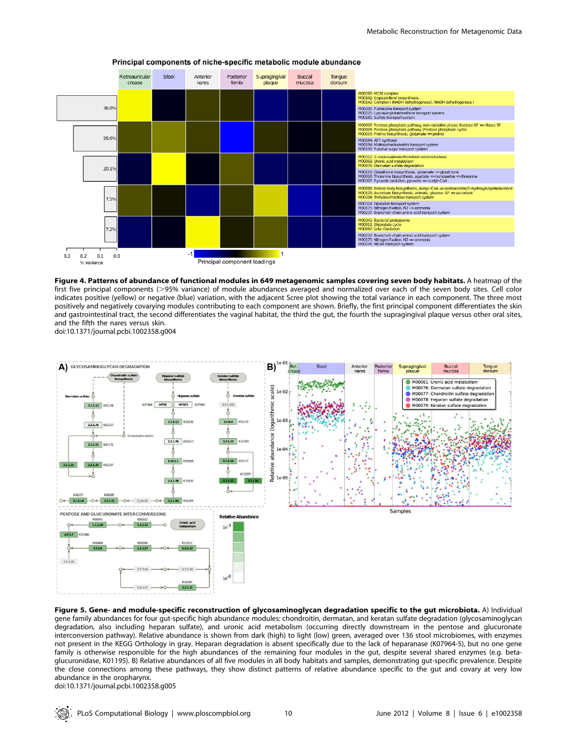Principal components of niche-specific metabolic module abundance

Retroauricular crease
Stool
Anterior nares
Posterior fornix
Supragingival plaque
Buccal mucosa
Tongue dorsum

36.0%
26.0%
20.1%
7.5%
7.2%

0.3 0.2 0.1 0.0
% Variance

-1
1
Principal component loadings

M00285: MCM complex
M00102: Ergocalciferol biosynthesis
M00142: Complex I (NADH dehydrogenase), NADH dehydrogenase I
M00300: Putrescine transport system
M00225: Lysine/arginine/ornithine transport system
M00185: Sulfate transport system

M00007: Pentose phosphate pathway, non-oxidative phase, fructose 6P => ribose 5P
M00004: Pentose phosphate pathway (Pentose phosphate cycle)
M00015: Proline biosynthesis, glutamate => proline
M00164: ATP synthase
M00194: Maltose/maltodextrin transport system
M00197: Putative sugar transport system

M00312: 2-oxoisovalerate:ferredoxin oxidoreductase
M00061: Uronic acid metabolism
M00076: Dermatan sulfate degradation
M00118: Glutathione biosynthesis, glutamate => glutathione
M00018: Threonine biosynthesis, apartate => homoserine => threonine
M00307: Pyruvate oxidation, pyruvate => acetyl-CoA

M00088: Ketone body biosynthesis, acetyl-CoA => acetoacetate/3-hydroxybutyrate/acetone
M00129: Ascorbate biosynthesis, animals, glucose-1P => ascorbate
M00204: Trehalose/maltose transport system
M00324: Dipeptide transport system
M00175: Nitrogen fixation, N2 => ammonia
M00237: Branched-chain amino acid transport system

M00342: Bacterial proteasome
M00012: Glyoxylate cycle
M00087: beta-Oxidation
M00237: Branched-chain amino acid transport system
M00175: Nitrogen fixation, N2 => ammonia
M00246: Nickel transport system

**Figure 4. Patterns of abundance of functional modules in 649 metagenomic samples covering seven body habitats.** A heatmap of the first five principal components (>95% variance) of module abundances averaged and normalized over each of the seven body sites. Cell color indicates positive (yellow) or negative (blue) variation, with the adjacent Scree plot showing the total variance in each component. The three most positively and negatively covarying modules contributing to each component are shown. Briefly, the first principal component differentiates the skin and gastrointestinal tract, the second differentiates the vaginal habitat, the third the gut, the fourth the supragingival plaque versus other oral sites, and the fifth the nares versus skin.
doi:10.1371/journal.pcbi.1002358.g004

A) GLYCOSAMINOGLYCAN DEGRADATION

Chondroitin sulfate biosynthesis
Heparan sulfate biosynthesis
Keratan sulfate biosynthesis
Dermatan sulfate
Heparan sulfate
Keratan sulfate
Chondroitin sulfate

PENTOSE AND GLUCURONATE INTERCONVERSIONS
Uronic acid metabolism

Relative Abundance
1e-3
1e-8

B)
Ret. crease
Stool
Anterior nares
Posterior fornix
Supragingival plaque
Buccal mucosa
Tongue dorsum

Relative abundance (logarithmic scale)
1e-01
1e-02
1e-03
1e-04
1e-05

M00061: Uronic acid metabolism
M00076: Dermatan sulfate degradation
M00077: Chondroitin sulfate degradation
M00078: Heparan sulfate degradation
M00079: Keratan sulfate degradation

Samples

**Figure 5. Gene- and module-specific reconstruction of glycosaminoglycan degradation specific to the gut microbiota.** A) Individual gene family abundances for four gut-specific high abundance modules: chondroitin, dermatan, and keratan sulfate degradation (glycosaminoglycan degradation, also including heparan sulfate), and uronic acid metabolism (occurring directly downstream in the pentose and glucuronate interconversion pathway). Relative abundance is shown from dark (high) to light (low) green, averaged over 136 stool microbiomes, with enzymes not present in the KEGG Orthology in gray. Heparan degradation is absent specifically due to the lack of heparanase (K07964-5), but no one gene family is otherwise responsible for the high abundances of the remaining four modules in the gut, despite several shared enzymes (e.g. beta-glucuronidase, K01195). B) Relative abundances of all five modules in all body habitats and samples, demonstrating gut-specific prevalence. Despite the close connections among these pathways, they show distinct patterns of relative abundance specific to the gut and covary at very low abundance in the oropharynx.
doi:10.1371/journal.pcbi.1002358.g005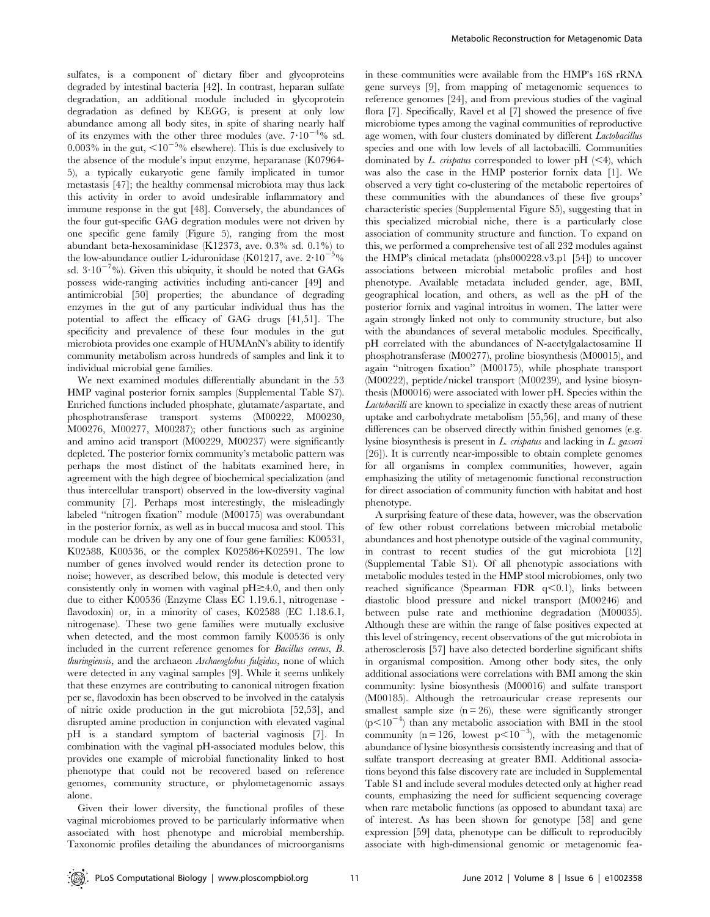sulfates, is a component of dietary fiber and glycoproteins degraded by intestinal bacteria [42]. In contrast, heparan sulfate degradation, an additional module included in glycoprotein degradation as defined by KEGG, is present at only low abundance among all body sites, in spite of sharing nearly half of its enzymes with the other three modules (ave. $7 \cdot 10^{-4}$% sd. 0.003% in the gut, $<10^{-5}$% elsewhere). This is due exclusively to the absence of the module's input enzyme, heparanase (K07964-5), a typically eukaryotic gene family implicated in tumor metastasis [47]; the healthy commensal microbiota may thus lack this activity in order to avoid undesirable inflammatory and immune response in the gut [48]. Conversely, the abundances of the four gut-specific GAG degradation modules were not driven by one specific gene family (Figure 5), ranging from the most abundant beta-hexosaminidase (K12373, ave. 0.3% sd. 0.1%) to the low-abundance outlier L-iduronidase (K01217, ave. $2 \cdot 10^{-5}$% sd. $3 \cdot 10^{-7}$%). Given this ubiquity, it should be noted that GAGs possess wide-ranging activities including anti-cancer [49] and antimicrobial [50] properties; the abundance of degrading enzymes in the gut of any particular individual thus has the potential to affect the efficacy of GAG drugs [41,51]. The specificity and prevalence of these four modules in the gut microbiota provides one example of HUMAnN's ability to identify community metabolism across hundreds of samples and link it to individual microbial gene families.

We next examined modules differentially abundant in the 53 HMP vaginal posterior fornix samples (Supplemental Table S7). Enriched functions included phosphate, glutamate/aspartate, and phosphotransferase transport systems (M00222, M00230, M00276, M00277, M00287); other functions such as arginine and amino acid transport (M00229, M00237) were significantly depleted. The posterior fornix community's metabolic pattern was perhaps the most distinct of the habitats examined here, in agreement with the high degree of biochemical specialization (and thus intercellular transport) observed in the low-diversity vaginal community [7]. Perhaps most interestingly, the misleadingly labeled "nitrogen fixation" module (M00175) was overabundant in the posterior fornix, as well as in buccal mucosa and stool. This module can be driven by any one of four gene families: K00531, K02588, K00536, or the complex K02586+K02591. The low number of genes involved would render its detection prone to noise; however, as described below, this module is detected very consistently only in women with vaginal pH≥4.0, and then only due to either K00536 (Enzyme Class EC 1.19.6.1, nitrogenase - flavodoxin) or, in a minority of cases, K02588 (EC 1.18.6.1, nitrogenase). These two gene families were mutually exclusive when detected, and the most common family K00536 is only included in the current reference genomes for *Bacillus cereus*, *B. thuringiensis*, and the archaeon *Archaeoglobus fulgidus*, none of which were detected in any vaginal samples [9]. While it seems unlikely that these enzymes are contributing to canonical nitrogen fixation per se, flavodoxin has been observed to be involved in the catalysis of nitric oxide production in the gut microbiota [52,53], and disrupted amine production in conjunction with elevated vaginal pH is a standard symptom of bacterial vaginosis [7]. In combination with the vaginal pH-associated modules below, this provides one example of microbial functionality linked to host phenotype that could not be recovered based on reference genomes, community structure, or phylometagenomic assays alone.

Given their lower diversity, the functional profiles of these vaginal microbiomes proved to be particularly informative when associated with host phenotype and microbial membership. Taxonomic profiles detailing the abundances of microorganisms in these communities were available from the HMP's 16S rRNA gene surveys [9], from mapping of metagenomic sequences to reference genomes [24], and from previous studies of the vaginal flora [7]. Specifically, Ravel et al [7] showed the presence of five microbiome types among the vaginal communities of reproductive age women, with four clusters dominated by different *Lactobacillus* species and one with low levels of all lactobacilli. Communities dominated by *L. crispatus* corresponded to lower pH (<4), which was also the case in the HMP posterior fornix data [1]. We observed a very tight co-clustering of the metabolic repertoires of these communities with the abundances of these five groups' characteristic species (Supplemental Figure S5), suggesting that in this specialized microbial niche, there is a particularly close association of community structure and function. To expand on this, we performed a comprehensive test of all 232 modules against the HMP's clinical metadata (phs000228.v3.p1 [54]) to uncover associations between microbial metabolic profiles and host phenotype. Available metadata included gender, age, BMI, geographical location, and others, as well as the pH of the posterior fornix and vaginal introitus in women. The latter were again strongly linked not only to community structure, but also with the abundances of several metabolic modules. Specifically, pH correlated with the abundances of N-acetylgalactosamine II phosphotransferase (M00277), proline biosynthesis (M00015), and again "nitrogen fixation" (M00175), while phosphate transport (M00222), peptide/nickel transport (M00239), and lysine biosynthesis (M00016) were associated with lower pH. Species within the *Lactobacilli* are known to specialize in exactly these areas of nutrient uptake and carbohydrate metabolism [55,56], and many of these differences can be observed directly within finished genomes (e.g. lysine biosynthesis is present in *L. crispatus* and lacking in *L. gasseri* [26]). It is currently near-impossible to obtain complete genomes for all organisms in complex communities, however, again emphasizing the utility of metagenomic functional reconstruction for direct association of community function with habitat and host phenotype.

A surprising feature of these data, however, was the observation of few other robust correlations between microbial metabolic abundances and host phenotype outside of the vaginal community, in contrast to recent studies of the gut microbiota [12] (Supplemental Table S1). Of all phenotypic associations with metabolic modules tested in the HMP stool microbiomes, only two reached significance (Spearman FDR $q<0.1$), links between diastolic blood pressure and nickel transport (M00246) and between pulse rate and methionine degradation (M00035). Although these are within the range of false positives expected at this level of stringency, recent observations of the gut microbiota in atherosclerosis [57] have also detected borderline significant shifts in organismal composition. Among other body sites, the only additional associations were correlations with BMI among the skin community: lysine biosynthesis (M00016) and sulfate transport (M00185). Although the retroauricular crease represents our smallest sample size ($n = 26$), these were significantly stronger ($p<10^{-4}$) than any metabolic association with BMI in the stool community ($n = 126$, lowest $p<10^{-3}$), with the metagenomic abundance of lysine biosynthesis consistently increasing and that of sulfate transport decreasing at greater BMI. Additional associations beyond this false discovery rate are included in Supplemental Table S1 and include several modules detected only at higher read counts, emphasizing the need for sufficient sequencing coverage when rare metabolic functions (as opposed to abundant taxa) are of interest. As has been shown for genotype [58] and gene expression [59] data, phenotype can be difficult to reproducibly associate with high-dimensional genomic or metagenomic fea-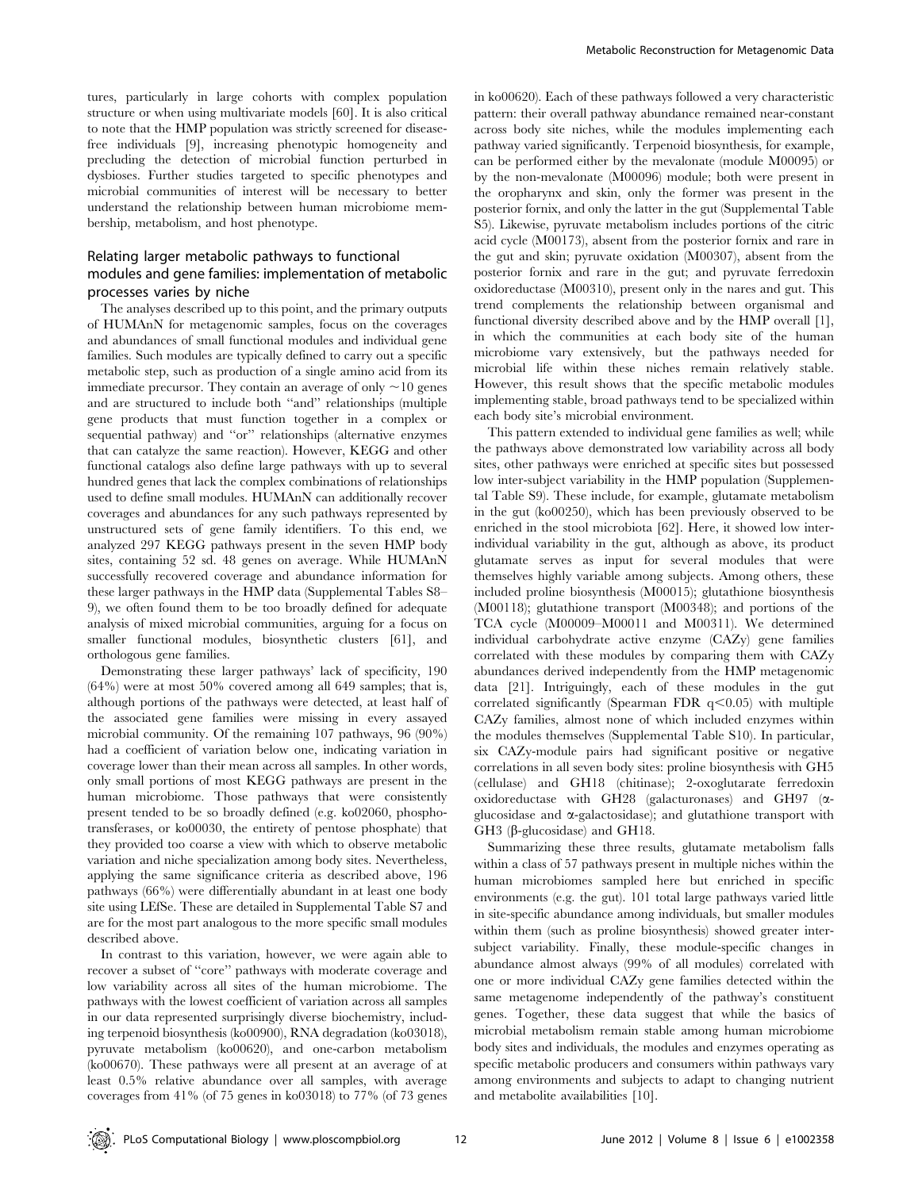tures, particularly in large cohorts with complex population structure or when using multivariate models [60]. It is also critical to note that the HMP population was strictly screened for disease-free individuals [9], increasing phenotypic homogeneity and precluding the detection of microbial function perturbed in dysbioses. Further studies targeted to specific phenotypes and microbial communities of interest will be necessary to better understand the relationship between human microbiome membership, metabolism, and host phenotype.

## Relating larger metabolic pathways to functional modules and gene families: implementation of metabolic processes varies by niche

The analyses described up to this point, and the primary outputs of HUMAnN for metagenomic samples, focus on the coverages and abundances of small functional modules and individual gene families. Such modules are typically defined to carry out a specific metabolic step, such as production of a single amino acid from its immediate precursor. They contain an average of only ~10 genes and are structured to include both "and" relationships (multiple gene products that must function together in a complex or sequential pathway) and "or" relationships (alternative enzymes that can catalyze the same reaction). However, KEGG and other functional catalogs also define large pathways with up to several hundred genes that lack the complex combinations of relationships used to define small modules. HUMAnN can additionally recover coverages and abundances for any such pathways represented by unstructured sets of gene family identifiers. To this end, we analyzed 297 KEGG pathways present in the seven HMP body sites, containing 52 sd. 48 genes on average. While HUMAnN successfully recovered coverage and abundance information for these larger pathways in the HMP data (Supplemental Tables S8–9), we often found them to be too broadly defined for adequate analysis of mixed microbial communities, arguing for a focus on smaller functional modules, biosynthetic clusters [61], and orthologous gene families.

Demonstrating these larger pathways' lack of specificity, 190 (64%) were at most 50% covered among all 649 samples; that is, although portions of the pathways were detected, at least half of the associated gene families were missing in every assayed microbial community. Of the remaining 107 pathways, 96 (90%) had a coefficient of variation below one, indicating variation in coverage lower than their mean across all samples. In other words, only small portions of most KEGG pathways are present in the human microbiome. Those pathways that were consistently present tended to be so broadly defined (e.g. ko02060, phosphotransferases, or ko00030, the entirety of pentose phosphate) that they provided too coarse a view with which to observe metabolic variation and niche specialization among body sites. Nevertheless, applying the same significance criteria as described above, 196 pathways (66%) were differentially abundant in at least one body site using LEfSe. These are detailed in Supplemental Table S7 and are for the most part analogous to the more specific small modules described above.

In contrast to this variation, however, we were again able to recover a subset of "core" pathways with moderate coverage and low variability across all sites of the human microbiome. The pathways with the lowest coefficient of variation across all samples in our data represented surprisingly diverse biochemistry, including terpenoid biosynthesis (ko00900), RNA degradation (ko03018), pyruvate metabolism (ko00620), and one-carbon metabolism (ko00670). These pathways were all present at an average of at least 0.5% relative abundance over all samples, with average coverages from 41% (of 75 genes in ko03018) to 77% (of 73 genes in ko00620). Each of these pathways followed a very characteristic pattern: their overall pathway abundance remained near-constant across body site niches, while the modules implementing each pathway varied significantly. Terpenoid biosynthesis, for example, can be performed either by the mevalonate (module M00095) or by the non-mevalonate (M00096) module; both were present in the oropharynx and skin, only the former was present in the posterior fornix, and only the latter in the gut (Supplemental Table S5). Likewise, pyruvate metabolism includes portions of the citric acid cycle (M00173), absent from the posterior fornix and rare in the gut and skin; pyruvate oxidation (M00307), absent from the posterior fornix and rare in the gut; and pyruvate ferredoxin oxidoreductase (M00310), present only in the nares and gut. This trend complements the relationship between organismal and functional diversity described above and by the HMP overall [1], in which the communities at each body site of the human microbiome vary extensively, but the pathways needed for microbial life within these niches remain relatively stable. However, this result shows that the specific metabolic modules implementing stable, broad pathways tend to be specialized within each body site's microbial environment.

This pattern extended to individual gene families as well; while the pathways above demonstrated low variability across all body sites, other pathways were enriched at specific sites but possessed low inter-subject variability in the HMP population (Supplemental Table S9). These include, for example, glutamate metabolism in the gut (ko00250), which has been previously observed to be enriched in the stool microbiota [62]. Here, it showed low inter-individual variability in the gut, although as above, its product glutamate serves as input for several modules that were themselves highly variable among subjects. Among others, these included proline biosynthesis (M00015); glutathione biosynthesis (M00118); glutathione transport (M00348); and portions of the TCA cycle (M00009–M00011 and M00311). We determined individual carbohydrate active enzyme (CAZy) gene families correlated with these modules by comparing them with CAZy abundances derived independently from the HMP metagenomic data [21]. Intriguingly, each of these modules in the gut correlated significantly (Spearman FDR $q<0.05$) with multiple CAZy families, almost none of which included enzymes within the modules themselves (Supplemental Table S10). In particular, six CAZy-module pairs had significant positive or negative correlations in all seven body sites: proline biosynthesis with GH5 (cellulase) and GH18 (chitinase); 2-oxoglutarate ferredoxin oxidoreductase with GH28 (galacturonases) and GH97 (α-glucosidase and α-galactosidase); and glutathione transport with GH3 (β-glucosidase) and GH18.

Summarizing these three results, glutamate metabolism falls within a class of 57 pathways present in multiple niches within the human microbiomes sampled here but enriched in specific environments (e.g. the gut). 101 total large pathways varied little in site-specific abundance among individuals, but smaller modules within them (such as proline biosynthesis) showed greater inter-subject variability. Finally, these module-specific changes in abundance almost always (99% of all modules) correlated with one or more individual CAZy gene families detected within the same metagenome independently of the pathway's constituent genes. Together, these data suggest that while the basics of microbial metabolism remain stable among human microbiome body sites and individuals, the modules and enzymes operating as specific metabolic producers and consumers within pathways vary among environments and subjects to adapt to changing nutrient and metabolite availabilities [10].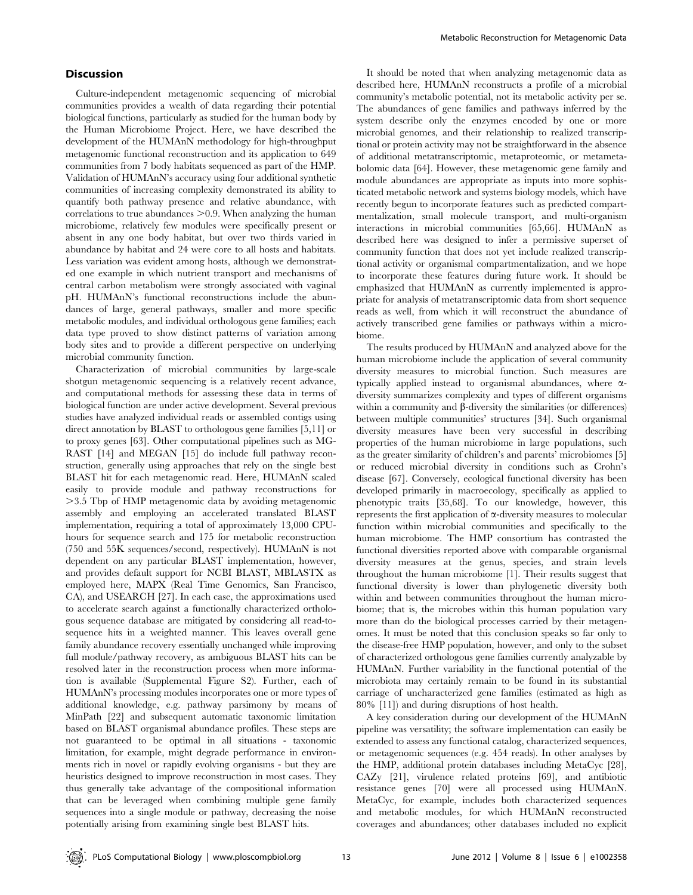## Discussion

Culture-independent metagenomic sequencing of microbial communities provides a wealth of data regarding their potential biological functions, particularly as studied for the human body by the Human Microbiome Project. Here, we have described the development of the HUMAnN methodology for high-throughput metagenomic functional reconstruction and its application to 649 communities from 7 body habitats sequenced as part of the HMP. Validation of HUMAnN's accuracy using four additional synthetic communities of increasing complexity demonstrated its ability to quantify both pathway presence and relative abundance, with correlations to true abundances >0.9. When analyzing the human microbiome, relatively few modules were specifically present or absent in any one body habitat, but over two thirds varied in abundance by habitat and 24 were core to all hosts and habitats. Less variation was evident among hosts, although we demonstrated one example in which nutrient transport and mechanisms of central carbon metabolism were strongly associated with vaginal pH. HUMAnN's functional reconstructions include the abundances of large, general pathways, smaller and more specific metabolic modules, and individual orthologous gene families; each data type proved to show distinct patterns of variation among body sites and to provide a different perspective on underlying microbial community function.

Characterization of microbial communities by large-scale shotgun metagenomic sequencing is a relatively recent advance, and computational methods for assessing these data in terms of biological function are under active development. Several previous studies have analyzed individual reads or assembled contigs using direct annotation by BLAST to orthologous gene families [5,11] or to proxy genes [63]. Other computational pipelines such as MG-RAST [14] and MEGAN [15] do include full pathway reconstruction, generally using approaches that rely on the single best BLAST hit for each metagenomic read. Here, HUMAnN scaled easily to provide module and pathway reconstructions for >3.5 Tbp of HMP metagenomic data by avoiding metagenomic assembly and employing an accelerated translated BLAST implementation, requiring a total of approximately 13,000 CPU-hours for sequence search and 175 for metabolic reconstruction (750 and 55K sequences/second, respectively). HUMAnN is not dependent on any particular BLAST implementation, however, and provides default support for NCBI BLAST, MBLASTX as employed here, MAPX (Real Time Genomics, San Francisco, CA), and USEARCH [27]. In each case, the approximations used to accelerate search against a functionally characterized orthologous sequence database are mitigated by considering all read-to-sequence hits in a weighted manner. This leaves overall gene family abundance recovery essentially unchanged while improving full module/pathway recovery, as ambiguous BLAST hits can be resolved later in the reconstruction process when more information is available (Supplemental Figure S2). Further, each of HUMAnN's processing modules incorporates one or more types of additional knowledge, e.g. pathway parsimony by means of MinPath [22] and subsequent automatic taxonomic limitation based on BLAST organismal abundance profiles. These steps are not guaranteed to be optimal in all situations - taxonomic limitation, for example, might degrade performance in environments rich in novel or rapidly evolving organisms - but they are heuristics designed to improve reconstruction in most cases. They thus generally take advantage of the compositional information that can be leveraged when combining multiple gene family sequences into a single module or pathway, decreasing the noise potentially arising from examining single best BLAST hits.

It should be noted that when analyzing metagenomic data as described here, HUMAnN reconstructs a profile of a microbial community's metabolic potential, not its metabolic activity per se. The abundances of gene families and pathways inferred by the system describe only the enzymes encoded by one or more microbial genomes, and their relationship to realized transcriptional or protein activity may not be straightforward in the absence of additional metatranscriptomic, metaproteomic, or metametabolomic data [64]. However, these metagenomic gene family and module abundances are appropriate as inputs into more sophisticated metabolic network and systems biology models, which have recently begun to incorporate features such as predicted compartmentalization, small molecule transport, and multi-organism interactions in microbial communities [65,66]. HUMAnN as described here was designed to infer a permissive superset of community function that does not yet include realized transcriptional activity or organismal compartmentalization, and we hope to incorporate these features during future work. It should be emphasized that HUMAnN as currently implemented is appropriate for analysis of metatranscriptomic data from short sequence reads as well, from which it will reconstruct the abundance of actively transcribed gene families or pathways within a microbiome.

The results produced by HUMAnN and analyzed above for the human microbiome include the application of several community diversity measures to microbial function. Such measures are typically applied instead to organismal abundances, where $\alpha$-diversity summarizes complexity and types of different organisms within a community and $\beta$-diversity the similarities (or differences) between multiple communities' structures [34]. Such organismal diversity measures have been very successful in describing properties of the human microbiome in large populations, such as the greater similarity of children's and parents' microbiomes [5] or reduced microbial diversity in conditions such as Crohn's disease [67]. Conversely, ecological functional diversity has been developed primarily in macroecology, specifically as applied to phenotypic traits [35,68]. To our knowledge, however, this represents the first application of $\alpha$-diversity measures to molecular function within microbial communities and specifically to the human microbiome. The HMP consortium has contrasted the functional diversities reported above with comparable organismal diversity measures at the genus, species, and strain levels throughout the human microbiome [1]. Their results suggest that functional diversity is lower than phylogenetic diversity both within and between communities throughout the human microbiome; that is, the microbes within this human population vary more than do the biological processes carried by their metagenomes. It must be noted that this conclusion speaks so far only to the disease-free HMP population, however, and only to the subset of characterized orthologous gene families currently analyzable by HUMAnN. Further variability in the functional potential of the microbiota may certainly remain to be found in its substantial carriage of uncharacterized gene families (estimated as high as 80% [11]) and during disruptions of host health.

A key consideration during our development of the HUMAnN pipeline was versatility; the software implementation can easily be extended to assess any functional catalog, characterized sequences, or metagenomic sequences (e.g. 454 reads). In other analyses by the HMP, additional protein databases including MetaCyc [28], CAZy [21], virulence related proteins [69], and antibiotic resistance genes [70] were all processed using HUMAnN. MetaCyc, for example, includes both characterized sequences and metabolic modules, for which HUMAnN reconstructed coverages and abundances; other databases included no explicit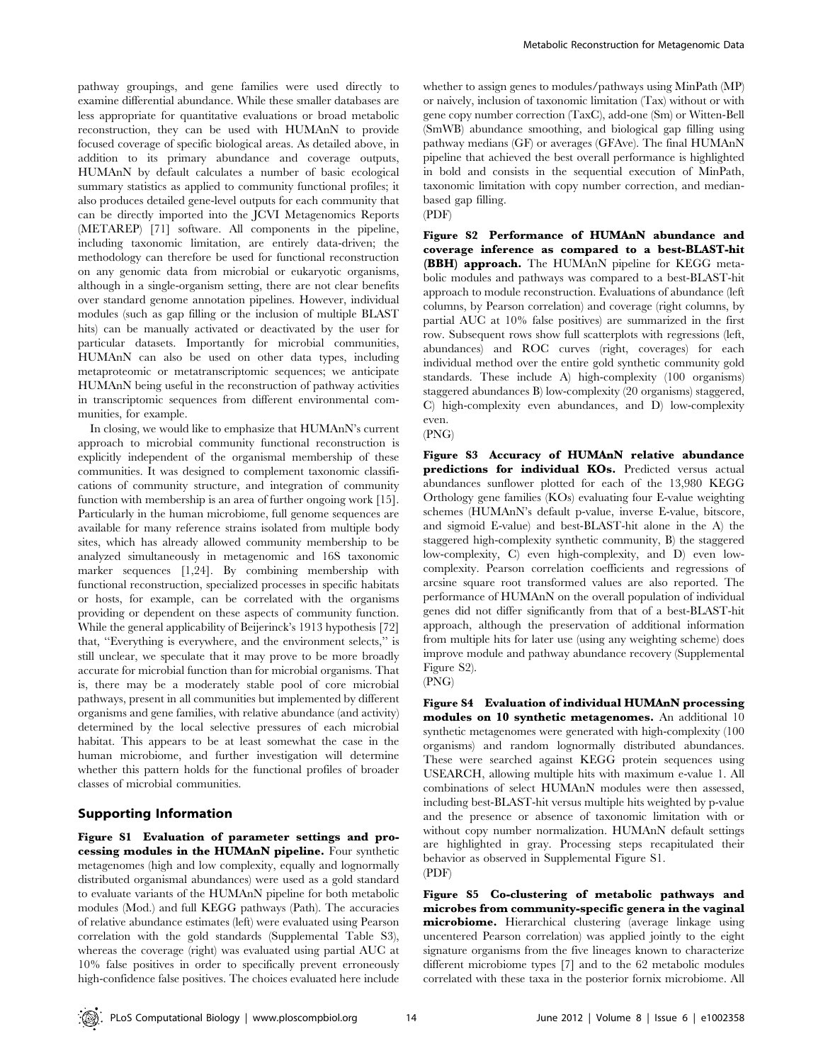pathway groupings, and gene families were used directly to examine differential abundance. While these smaller databases are less appropriate for quantitative evaluations or broad metabolic reconstruction, they can be used with HUMAnN to provide focused coverage of specific biological areas. As detailed above, in addition to its primary abundance and coverage outputs, HUMAnN by default calculates a number of basic ecological summary statistics as applied to community functional profiles; it also produces detailed gene-level outputs for each community that can be directly imported into the JCVI Metagenomics Reports (METAREP) [71] software. All components in the pipeline, including taxonomic limitation, are entirely data-driven; the methodology can therefore be used for functional reconstruction on any genomic data from microbial or eukaryotic organisms, although in a single-organism setting, there are not clear benefits over standard genome annotation pipelines. However, individual modules (such as gap filling or the inclusion of multiple BLAST hits) can be manually activated or deactivated by the user for particular datasets. Importantly for microbial communities, HUMAnN can also be used on other data types, including metaproteomic or metatranscriptomic sequences; we anticipate HUMAnN being useful in the reconstruction of pathway activities in transcriptomic sequences from different environmental communities, for example.

In closing, we would like to emphasize that HUMAnN's current approach to microbial community functional reconstruction is explicitly independent of the organismal membership of these communities. It was designed to complement taxonomic classifications of community structure, and integration of community function with membership is an area of further ongoing work [15]. Particularly in the human microbiome, full genome sequences are available for many reference strains isolated from multiple body sites, which has already allowed community membership to be analyzed simultaneously in metagenomic and 16S taxonomic marker sequences [1,24]. By combining membership with functional reconstruction, specialized processes in specific habitats or hosts, for example, can be correlated with the organisms providing or dependent on these aspects of community function. While the general applicability of Beijerinck's 1913 hypothesis [72] that, "Everything is everywhere, and the environment selects," is still unclear, we speculate that it may prove to be more broadly accurate for microbial function than for microbial organisms. That is, there may be a moderately stable pool of core microbial pathways, present in all communities but implemented by different organisms and gene families, with relative abundance (and activity) determined by the local selective pressures of each microbial habitat. This appears to be at least somewhat the case in the human microbiome, and further investigation will determine whether this pattern holds for the functional profiles of broader classes of microbial communities.

## Supporting Information

**Figure S1 Evaluation of parameter settings and processing modules in the HUMAnN pipeline.** Four synthetic metagenomes (high and low complexity, equally and lognormally distributed organismal abundances) were used as a gold standard to evaluate variants of the HUMAnN pipeline for both metabolic modules (Mod.) and full KEGG pathways (Path). The accuracies of relative abundance estimates (left) were evaluated using Pearson correlation with the gold standards (Supplemental Table S3), whereas the coverage (right) was evaluated using partial AUC at 10% false positives in order to specifically prevent erroneously high-confidence false positives. The choices evaluated here include whether to assign genes to modules/pathways using MinPath (MP) or naively, inclusion of taxonomic limitation (Tax) without or with gene copy number correction (TaxC), add-one (Sm) or Witten-Bell (SmWB) abundance smoothing, and biological gap filling using pathway medians (GF) or averages (GFAve). The final HUMAnN pipeline that achieved the best overall performance is highlighted in bold and consists in the sequential execution of MinPath, taxonomic limitation with copy number correction, and median-based gap filling.
(PDF)

**Figure S2 Performance of HUMAnN abundance and coverage inference as compared to a best-BLAST-hit (BBH) approach.** The HUMAnN pipeline for KEGG metabolic modules and pathways was compared to a best-BLAST-hit approach to module reconstruction. Evaluations of abundance (left columns, by Pearson correlation) and coverage (right columns, by partial AUC at 10% false positives) are summarized in the first row. Subsequent rows show full scatterplots with regressions (left, abundances) and ROC curves (right, coverages) for each individual method over the entire gold synthetic community gold standards. These include A) high-complexity (100 organisms) staggered abundances B) low-complexity (20 organisms) staggered, C) high-complexity even abundances, and D) low-complexity even.
(PNG)

**Figure S3 Accuracy of HUMAnN relative abundance predictions for individual KOs.** Predicted versus actual abundances sunflower plotted for each of the 13,980 KEGG Orthology gene families (KOs) evaluating four E-value weighting schemes (HUMAnN's default p-value, inverse E-value, bitscore, and sigmoid E-value) and best-BLAST-hit alone in the A) the staggered high-complexity synthetic community, B) the staggered low-complexity, C) even high-complexity, and D) even low-complexity. Pearson correlation coefficients and regressions of arcsine square root transformed values are also reported. The performance of HUMAnN on the overall population of individual genes did not differ significantly from that of a best-BLAST-hit approach, although the preservation of additional information from multiple hits for later use (using any weighting scheme) does improve module and pathway abundance recovery (Supplemental Figure S2).
(PNG)

**Figure S4 Evaluation of individual HUMAnN processing modules on 10 synthetic metagenomes.** An additional 10 synthetic metagenomes were generated with high-complexity (100 organisms) and random lognormally distributed abundances. These were searched against KEGG protein sequences using USEARCH, allowing multiple hits with maximum e-value 1. All combinations of select HUMAnN modules were then assessed, including best-BLAST-hit versus multiple hits weighted by p-value and the presence or absence of taxonomic limitation with or without copy number normalization. HUMAnN default settings are highlighted in gray. Processing steps recapitulated their behavior as observed in Supplemental Figure S1.
(PDF)

**Figure S5 Co-clustering of metabolic pathways and microbes from community-specific genera in the vaginal microbiome.** Hierarchical clustering (average linkage using uncentered Pearson correlation) was applied jointly to the eight signature organisms from the five lineages known to characterize different microbiome types [7] and to the 62 metabolic modules correlated with these taxa in the posterior fornix microbiome. All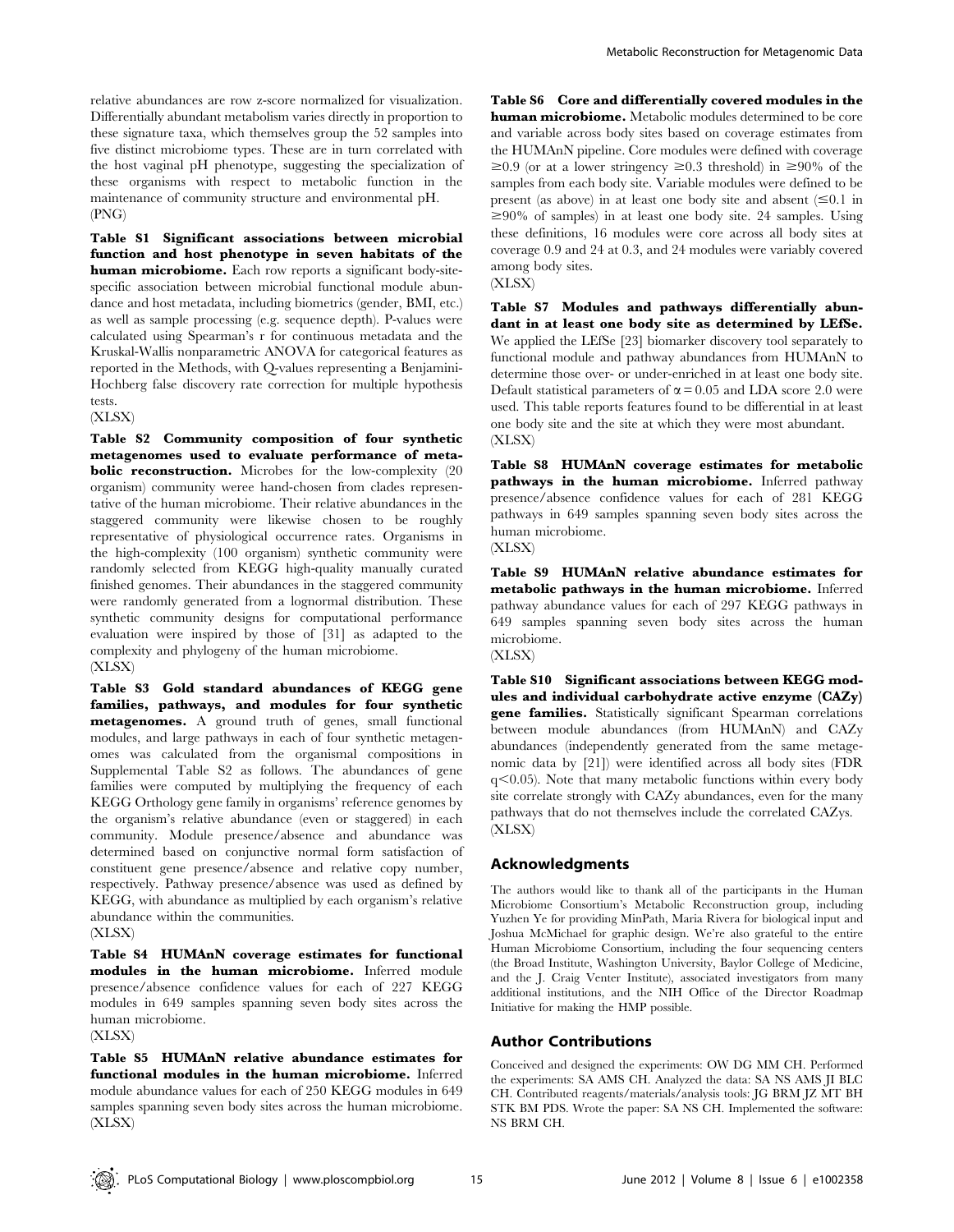relative abundances are row z-score normalized for visualization. Differentially abundant metabolism varies directly in proportion to these signature taxa, which themselves group the 52 samples into five distinct microbiome types. These are in turn correlated with the host vaginal pH phenotype, suggesting the specialization of these organisms with respect to metabolic function in the maintenance of community structure and environmental pH.
(PNG)

**Table S1 Significant associations between microbial function and host phenotype in seven habitats of the human microbiome.** Each row reports a significant body-site-specific association between microbial functional module abundance and host metadata, including biometrics (gender, BMI, etc.) as well as sample processing (e.g. sequence depth). P-values were calculated using Spearman's r for continuous metadata and the Kruskal-Wallis nonparametric ANOVA for categorical features as reported in the Methods, with Q-values representing a Benjamini-Hochberg false discovery rate correction for multiple hypothesis tests.
(XLSX)

**Table S2 Community composition of four synthetic metagenomes used to evaluate performance of metabolic reconstruction.** Microbes for the low-complexity (20 organism) community weree hand-chosen from clades representative of the human microbiome. Their relative abundances in the staggered community were likewise chosen to be roughly representative of physiological occurrence rates. Organisms in the high-complexity (100 organism) synthetic community were randomly selected from KEGG high-quality manually curated finished genomes. Their abundances in the staggered community were randomly generated from a lognormal distribution. These synthetic community designs for computational performance evaluation were inspired by those of [31] as adapted to the complexity and phylogeny of the human microbiome.
(XLSX)

**Table S3 Gold standard abundances of KEGG gene families, pathways, and modules for four synthetic metagenomes.** A ground truth of genes, small functional modules, and large pathways in each of four synthetic metagenomes was calculated from the organismal compositions in Supplemental Table S2 as follows. The abundances of gene families were computed by multiplying the frequency of each KEGG Orthology gene family in organisms' reference genomes by the organism's relative abundance (even or staggered) in each community. Module presence/absence and abundance was determined based on conjunctive normal form satisfaction of constituent gene presence/absence and relative copy number, respectively. Pathway presence/absence was used as defined by KEGG, with abundance as multiplied by each organism's relative abundance within the communities.
(XLSX)

**Table S4 HUMAnN coverage estimates for functional modules in the human microbiome.** Inferred module presence/absence confidence values for each of 227 KEGG modules in 649 samples spanning seven body sites across the human microbiome.
(XLSX)

**Table S5 HUMAnN relative abundance estimates for functional modules in the human microbiome.** Inferred module abundance values for each of 250 KEGG modules in 649 samples spanning seven body sites across the human microbiome.
(XLSX)

**Table S6 Core and differentially covered modules in the human microbiome.** Metabolic modules determined to be core and variable across body sites based on coverage estimates from the HUMAnN pipeline. Core modules were defined with coverage $\geq$0.9 (or at a lower stringency $\geq$0.3 threshold) in $\geq$90% of the samples from each body site. Variable modules were defined to be present (as above) in at least one body site and absent ($\leq$0.1 in $\geq$90% of samples) in at least one body site. 24 samples. Using these definitions, 16 modules were core across all body sites at coverage 0.9 and 24 at 0.3, and 24 modules were variably covered among body sites.
(XLSX)

**Table S7 Modules and pathways differentially abundant in at least one body site as determined by LEfSe.** We applied the LEfSe [23] biomarker discovery tool separately to functional module and pathway abundances from HUMAnN to determine those over- or under-enriched in at least one body site. Default statistical parameters of $\alpha = 0.05$ and LDA score 2.0 were used. This table reports features found to be differential in at least one body site and the site at which they were most abundant.
(XLSX)

**Table S8 HUMAnN coverage estimates for metabolic pathways in the human microbiome.** Inferred pathway presence/absence confidence values for each of 281 KEGG pathways in 649 samples spanning seven body sites across the human microbiome.
(XLSX)

**Table S9 HUMAnN relative abundance estimates for metabolic pathways in the human microbiome.** Inferred pathway abundance values for each of 297 KEGG pathways in 649 samples spanning seven body sites across the human microbiome.
(XLSX)

**Table S10 Significant associations between KEGG modules and individual carbohydrate active enzyme (CAZy) gene families.** Statistically significant Spearman correlations between module abundances (from HUMAnN) and CAZy abundances (independently generated from the same metagenomic data by [21]) were identified across all body sites (FDR $q<0.05$). Note that many metabolic functions within every body site correlate strongly with CAZy abundances, even for the many pathways that do not themselves include the correlated CAZys.
(XLSX)

## Acknowledgments

The authors would like to thank all of the participants in the Human Microbiome Consortium's Metabolic Reconstruction group, including Yuzhen Ye for providing MinPath, Maria Rivera for biological input and Joshua McMichael for graphic design. We're also grateful to the entire Human Microbiome Consortium, including the four sequencing centers (the Broad Institute, Washington University, Baylor College of Medicine, and the J. Craig Venter Institute), associated investigators from many additional institutions, and the NIH Office of the Director Roadmap Initiative for making the HMP possible.

## Author Contributions

Conceived and designed the experiments: OW DG MM CH. Performed the experiments: SA AMS CH. Analyzed the data: SA NS AMS JI BLC CH. Contributed reagents/materials/analysis tools: JG BRM JZ MT BH STK BM PDS. Wrote the paper: SA NS CH. Implemented the software: NS BRM CH.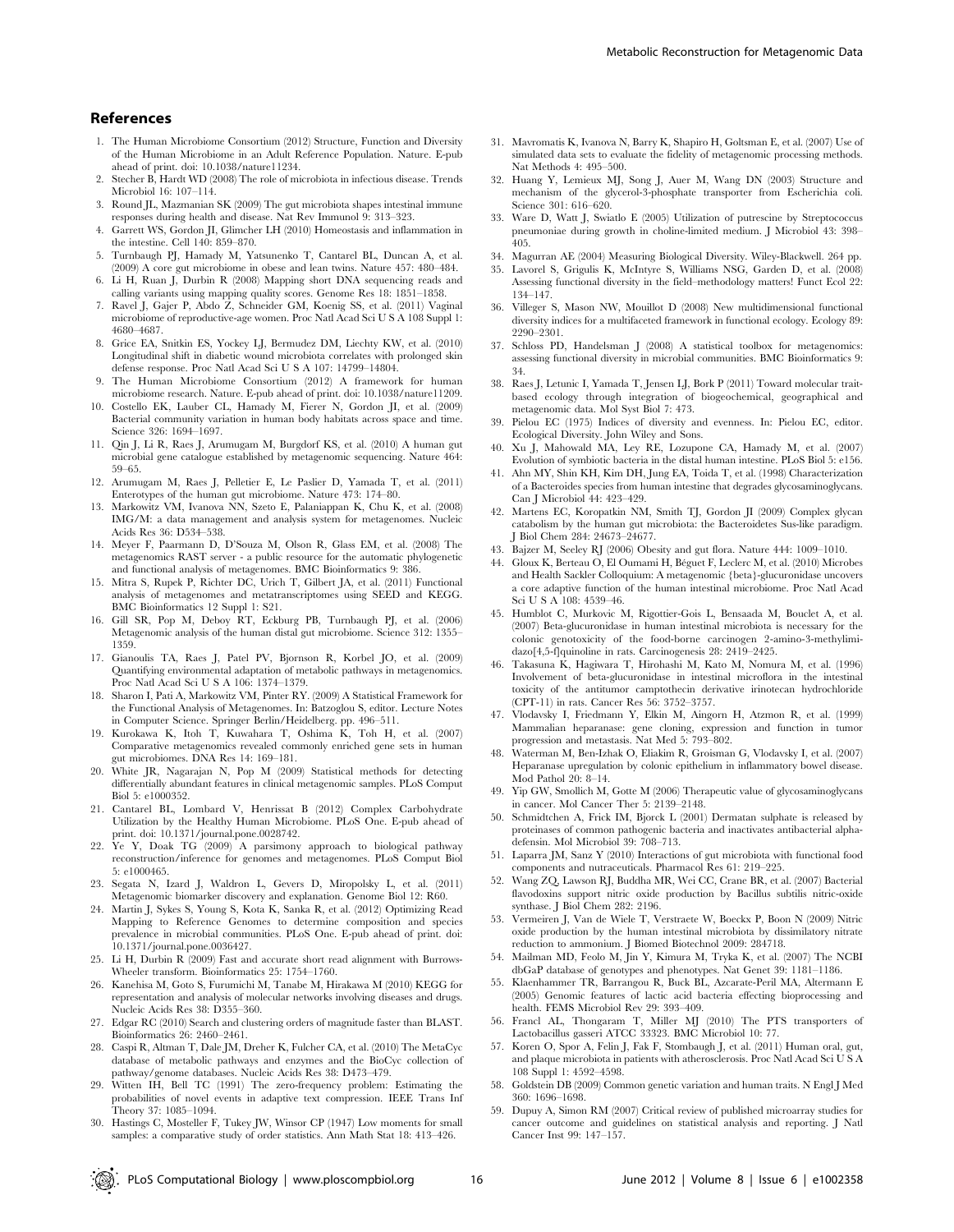## References

1. The Human Microbiome Consortium (2012) Structure, Function and Diversity of the Human Microbiome in an Adult Reference Population. Nature. E-pub ahead of print. doi: 10.1038/nature11234.
2. Stecher B, Hardt WD (2008) The role of microbiota in infectious disease. Trends Microbiol 16: 107–114.
3. Round JL, Mazmanian SK (2009) The gut microbiota shapes intestinal immune responses during health and disease. Nat Rev Immunol 9: 313–323.
4. Garrett WS, Gordon JI, Glimcher LH (2010) Homeostasis and inflammation in the intestine. Cell 140: 859–870.
5. Turnbaugh PJ, Hamady M, Yatsunenko T, Cantarel BL, Duncan A, et al. (2009) A core gut microbiome in obese and lean twins. Nature 457: 480–484.
6. Li H, Ruan J, Durbin R (2008) Mapping short DNA sequencing reads and calling variants using mapping quality scores. Genome Res 18: 1851–1858.
7. Ravel J, Gajer P, Abdo Z, Schneider GM, Koenig SS, et al. (2011) Vaginal microbiome of reproductive-age women. Proc Natl Acad Sci U S A 108 Suppl 1: 4680–4687.
8. Grice EA, Snitkin ES, Yockey LJ, Bermudez DM, Liechty KW, et al. (2010) Longitudinal shift in diabetic wound microbiota correlates with prolonged skin defense response. Proc Natl Acad Sci U S A 107: 14799–14804.
9. The Human Microbiome Consortium (2012) A framework for human microbiome research. Nature. E-pub ahead of print. doi: 10.1038/nature11209.
10. Costello EK, Lauber CL, Hamady M, Fierer N, Gordon JI, et al. (2009) Bacterial community variation in human body habitats across space and time. Science 326: 1694–1697.
11. Qin J, Li R, Raes J, Arumugam M, Burgdorf KS, et al. (2010) A human gut microbial gene catalogue established by metagenomic sequencing. Nature 464: 59–65.
12. Arumugam M, Raes J, Pelletier E, Le Paslier D, Yamada T, et al. (2011) Enterotypes of the human gut microbiome. Nature 473: 174–80.
13. Markowitz VM, Ivanova NN, Szeto E, Palaniappan K, Chu K, et al. (2008) IMG/M: a data management and analysis system for metagenomes. Nucleic Acids Res 36: D534–538.
14. Meyer F, Paarmann D, D'Souza M, Olson R, Glass EM, et al. (2008) The metagenomics RAST server - a public resource for the automatic phylogenetic and functional analysis of metagenomes. BMC Bioinformatics 9: 386.
15. Mitra S, Rupek P, Richter DC, Urich T, Gilbert JA, et al. (2011) Functional analysis of metagenomes and metatranscriptomes using SEED and KEGG. BMC Bioinformatics 12 Suppl 1: S21.
16. Gill SR, Pop M, Deboy RT, Eckburg PB, Turnbaugh PJ, et al. (2006) Metagenomic analysis of the human distal gut microbiome. Science 312: 1355–1359.
17. Gianoulis TA, Raes J, Patel PV, Bjornson R, Korbel JO, et al. (2009) Quantifying environmental adaptation of metabolic pathways in metagenomics. Proc Natl Acad Sci U S A 106: 1374–1379.
18. Sharon I, Pati A, Markowitz VM, Pinter RY. (2009) A Statistical Framework for the Functional Analysis of Metagenomes. In: Batzoglou S, editor. Lecture Notes in Computer Science. Springer Berlin/Heidelberg. pp. 496–511.
19. Kurokawa K, Itoh T, Kuwahara T, Oshima K, Toh H, et al. (2007) Comparative metagenomics revealed commonly enriched gene sets in human gut microbiomes. DNA Res 14: 169–181.
20. White JR, Nagarajan N, Pop M (2009) Statistical methods for detecting differentially abundant features in clinical metagenomic samples. PLoS Comput Biol 5: e1000352.
21. Cantarel BL, Lombard V, Henrissat B (2012) Complex Carbohydrate Utilization by the Healthy Human Microbiome. PLoS One. E-pub ahead of print. doi: 10.1371/journal.pone.0028742.
22. Ye Y, Doak TG (2009) A parsimony approach to biological pathway reconstruction/inference for genomes and metagenomes. PLoS Comput Biol 5: e1000465.
23. Segata N, Izard J, Waldron L, Gevers D, Miropolsky L, et al. (2011) Metagenomic biomarker discovery and explanation. Genome Biol 12: R60.
24. Martin J, Sykes S, Young S, Kota K, Sanka R, et al. (2012) Optimizing Read Mapping to Reference Genomes to determine composition and species prevalence in microbial communities. PLoS One. E-pub ahead of print. doi: 10.1371/journal.pone.0036427.
25. Li H, Durbin R (2009) Fast and accurate short read alignment with Burrows-Wheeler transform. Bioinformatics 25: 1754–1760.
26. Kanehisa M, Goto S, Furumichi M, Tanabe M, Hirakawa M (2010) KEGG for representation and analysis of molecular networks involving diseases and drugs. Nucleic Acids Res 38: D355–360.
27. Edgar RC (2010) Search and clustering orders of magnitude faster than BLAST. Bioinformatics 26: 2460–2461.
28. Caspi R, Altman T, Dale JM, Dreher K, Fulcher CA, et al. (2010) The MetaCyc database of metabolic pathways and enzymes and the BioCyc collection of pathway/genome databases. Nucleic Acids Res 38: D473–479.
29. Witten IH, Bell TC (1991) The zero-frequency problem: Estimating the probabilities of novel events in adaptive text compression. IEEE Trans Inf Theory 37: 1085–1094.
30. Hastings C, Mosteller F, Tukey JW, Winsor CP (1947) Low moments for small samples: a comparative study of order statistics. Ann Math Stat 18: 413–426.
31. Mavromatis K, Ivanova N, Barry K, Shapiro H, Goltsman E, et al. (2007) Use of simulated data sets to evaluate the fidelity of metagenomic processing methods. Nat Methods 4: 495–500.
32. Huang Y, Lemieux MJ, Song J, Auer M, Wang DN (2003) Structure and mechanism of the glycerol-3-phosphate transporter from Escherichia coli. Science 301: 616–620.
33. Ware D, Watt J, Swiatlo E (2005) Utilization of putrescine by Streptococcus pneumoniae during growth in choline-limited medium. J Microbiol 43: 398–405.
34. Magurran AE (2004) Measuring Biological Diversity. Wiley-Blackwell. 264 pp.
35. Lavorel S, Grigulis K, McIntyre S, Williams NSG, Garden D, et al. (2008) Assessing functional diversity in the field–methodology matters! Funct Ecol 22: 134–147.
36. Villeger S, Mason NW, Mouillot D (2008) New multidimensional functional diversity indices for a multifaceted framework in functional ecology. Ecology 89: 2290–2301.
37. Schloss PD, Handelsman J (2008) A statistical toolbox for metagenomics: assessing functional diversity in microbial communities. BMC Bioinformatics 9: 34.
38. Raes J, Letunic I, Yamada T, Jensen LJ, Bork P (2011) Toward molecular trait-based ecology through integration of biogeochemical, geographical and metagenomic data. Mol Syst Biol 7: 473.
39. Pielou EC (1975) Indices of diversity and evenness. In: Pielou EC, editor. Ecological Diversity. John Wiley and Sons.
40. Xu J, Mahowald MA, Ley RE, Lozupone CA, Hamady M, et al. (2007) Evolution of symbiotic bacteria in the distal human intestine. PLoS Biol 5: e156.
41. Ahn MY, Shin KH, Kim DH, Jung EA, Toida T, et al. (1998) Characterization of a Bacteroides species from human intestine that degrades glycosaminoglycans. Can J Microbiol 44: 423–429.
42. Martens EC, Koropatkin NM, Smith TJ, Gordon JI (2009) Complex glycan catabolism by the human gut microbiota: the Bacteroidetes Sus-like paradigm. J Biol Chem 284: 24673–24677.
43. Bajzer M, Seeley RJ (2006) Obesity and gut flora. Nature 444: 1009–1010.
44. Gloux K, Berteau O, El Oumami H, Béguet F, Leclerc M, et al. (2010) Microbes and Health Sackler Colloquium: A metagenomic {beta}-glucuronidase uncovers a core adaptive function of the human intestinal microbiome. Proc Natl Acad Sci U S A 108: 4539–46.
45. Humblot C, Murkovic M, Rigottier-Gois L, Bensaada M, Bouclet A, et al. (2007) Beta-glucuronidase in human intestinal microbiota is necessary for the colonic genotoxicity of the food-borne carcinogen 2-amino-3-methylimidazo[4,5-f]quinoline in rats. Carcinogenesis 28: 2419–2425.
46. Takasuna K, Hagiwara T, Hirohashi M, Kato M, Nomura M, et al. (1996) Involvement of beta-glucuronidase in intestinal microflora in the intestinal toxicity of the antitumor camptothecin derivative irinotecan hydrochloride (CPT-11) in rats. Cancer Res 56: 3752–3757.
47. Vlodavsky I, Friedmann Y, Elkin M, Aingorn H, Atzmon R, et al. (1999) Mammalian heparanase: gene cloning, expression and function in tumor progression and metastasis. Nat Med 5: 793–802.
48. Waterman M, Ben-Izhak O, Eliakim R, Groisman G, Vlodavsky I, et al. (2007) Heparanase upregulation by colonic epithelium in inflammatory bowel disease. Mod Pathol 20: 8–14.
49. Yip GW, Smollich M, Gotte M (2006) Therapeutic value of glycosaminoglycans in cancer. Mol Cancer Ther 5: 2139–2148.
50. Schmidtchen A, Frick IM, Bjorck L (2001) Dermatan sulphate is released by proteinases of common pathogenic bacteria and inactivates antibacterial alpha-defensin. Mol Microbiol 39: 708–713.
51. Laparra JM, Sanz Y (2010) Interactions of gut microbiota with functional food components and nutraceuticals. Pharmacol Res 61: 219–225.
52. Wang ZQ, Lawson RJ, Buddha MR, Wei CC, Crane BR, et al. (2007) Bacterial flavodoxins support nitric oxide production by Bacillus subtilis nitric-oxide synthase. J Biol Chem 282: 2196.
53. Vermeiren J, Van de Wiele T, Verstraete W, Boeckx P, Boon N (2009) Nitric oxide production by the human intestinal microbiota by dissimilatory nitrate reduction to ammonium. J Biomed Biotechnol 2009: 284718.
54. Mailman MD, Feolo M, Jin Y, Kimura M, Tryka K, et al. (2007) The NCBI dbGaP database of genotypes and phenotypes. Nat Genet 39: 1181–1186.
55. Klaenhammer TR, Barrangou R, Buck BL, Azcarate-Peril MA, Altermann E (2005) Genomic features of lactic acid bacteria effecting bioprocessing and health. FEMS Microbiol Rev 29: 393–409.
56. Francl AL, Thongaram T, Miller MJ (2010) The PTS transporters of Lactobacillus gasseri ATCC 33323. BMC Microbiol 10: 77.
57. Koren O, Spor A, Felin J, Fak F, Stombaugh J, et al. (2011) Human oral, gut, and plaque microbiota in patients with atherosclerosis. Proc Natl Acad Sci U S A 108 Suppl 1: 4592–4598.
58. Goldstein DB (2009) Common genetic variation and human traits. N Engl J Med 360: 1696–1698.
59. Dupuy A, Simon RM (2007) Critical review of published microarray studies for cancer outcome and guidelines on statistical analysis and reporting. J Natl Cancer Inst 99: 147–157.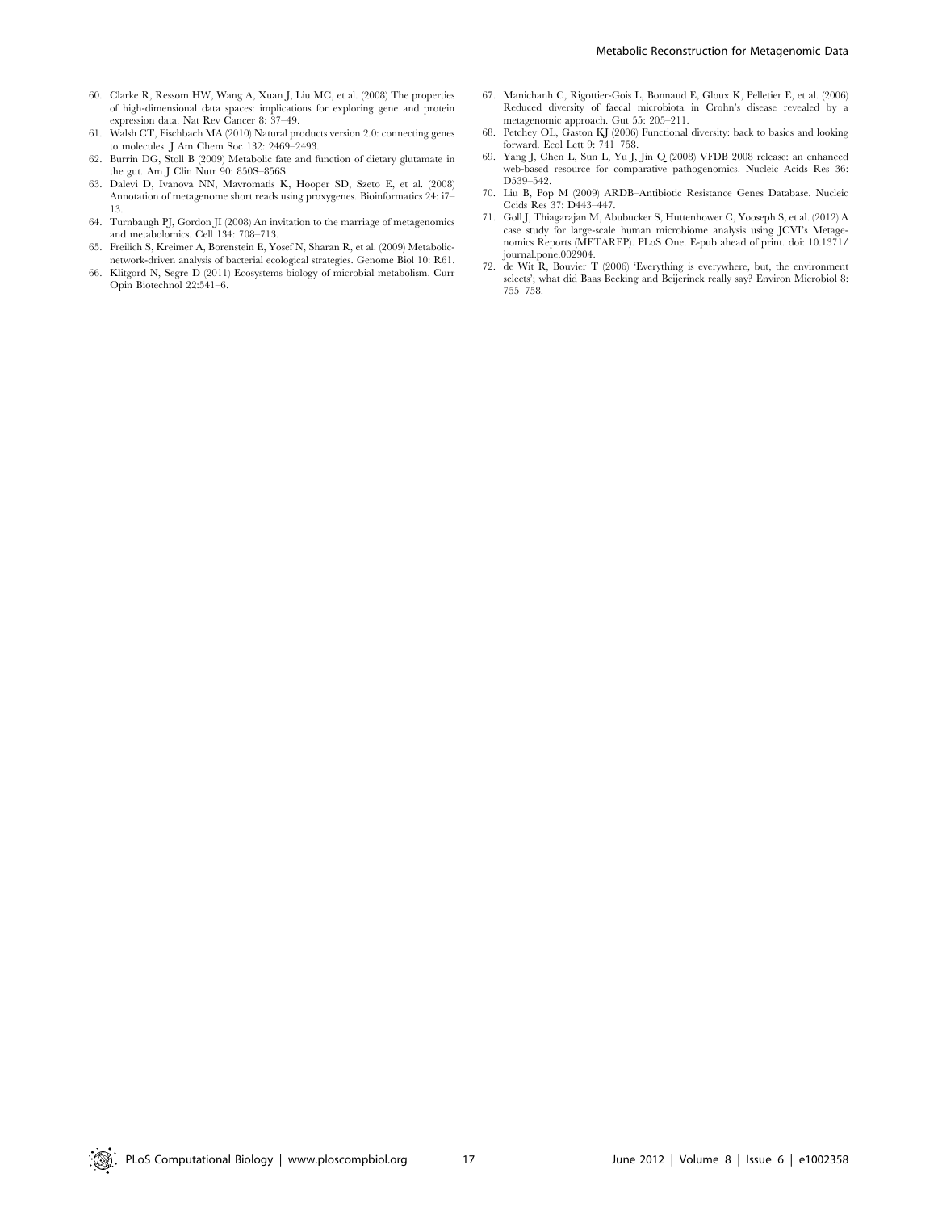60. Clarke R, Ressom HW, Wang A, Xuan J, Liu MC, et al. (2008) The properties of high-dimensional data spaces: implications for exploring gene and protein expression data. Nat Rev Cancer 8: 37–49.
61. Walsh CT, Fischbach MA (2010) Natural products version 2.0: connecting genes to molecules. J Am Chem Soc 132: 2469–2493.
62. Burrin DG, Stoll B (2009) Metabolic fate and function of dietary glutamate in the gut. Am J Clin Nutr 90: 850S–856S.
63. Dalevi D, Ivanova NN, Mavromatis K, Hooper SD, Szeto E, et al. (2008) Annotation of metagenome short reads using proxygenes. Bioinformatics 24: i7–13.
64. Turnbaugh PJ, Gordon JI (2008) An invitation to the marriage of metagenomics and metabolomics. Cell 134: 708–713.
65. Freilich S, Kreimer A, Borenstein E, Yosef N, Sharan R, et al. (2009) Metabolic-network-driven analysis of bacterial ecological strategies. Genome Biol 10: R61.
66. Klitgord N, Segre D (2011) Ecosystems biology of microbial metabolism. Curr Opin Biotechnol 22:541–6.
67. Manichanh C, Rigottier-Gois L, Bonnaud E, Gloux K, Pelletier E, et al. (2006) Reduced diversity of faecal microbiota in Crohn's disease revealed by a metagenomic approach. Gut 55: 205–211.
68. Petchey OL, Gaston KJ (2006) Functional diversity: back to basics and looking forward. Ecol Lett 9: 741–758.
69. Yang J, Chen L, Sun L, Yu J, Jin Q (2008) VFDB 2008 release: an enhanced web-based resource for comparative pathogenomics. Nucleic Acids Res 36: D539–542.
70. Liu B, Pop M (2009) ARDB–Antibiotic Resistance Genes Database. Nucleic Ccids Res 37: D443–447.
71. Goll J, Thiagarajan M, Abubucker S, Huttenhower C, Yooseph S, et al. (2012) A case study for large-scale human microbiome analysis using JCVI's Metagenomics Reports (METAREP). PLoS One. E-pub ahead of print. doi: 10.1371/journal.pone.002904.
72. de Wit R, Bouvier T (2006) 'Everything is everywhere, but, the environment selects'; what did Baas Becking and Beijerinck really say? Environ Microbiol 8: 755–758.